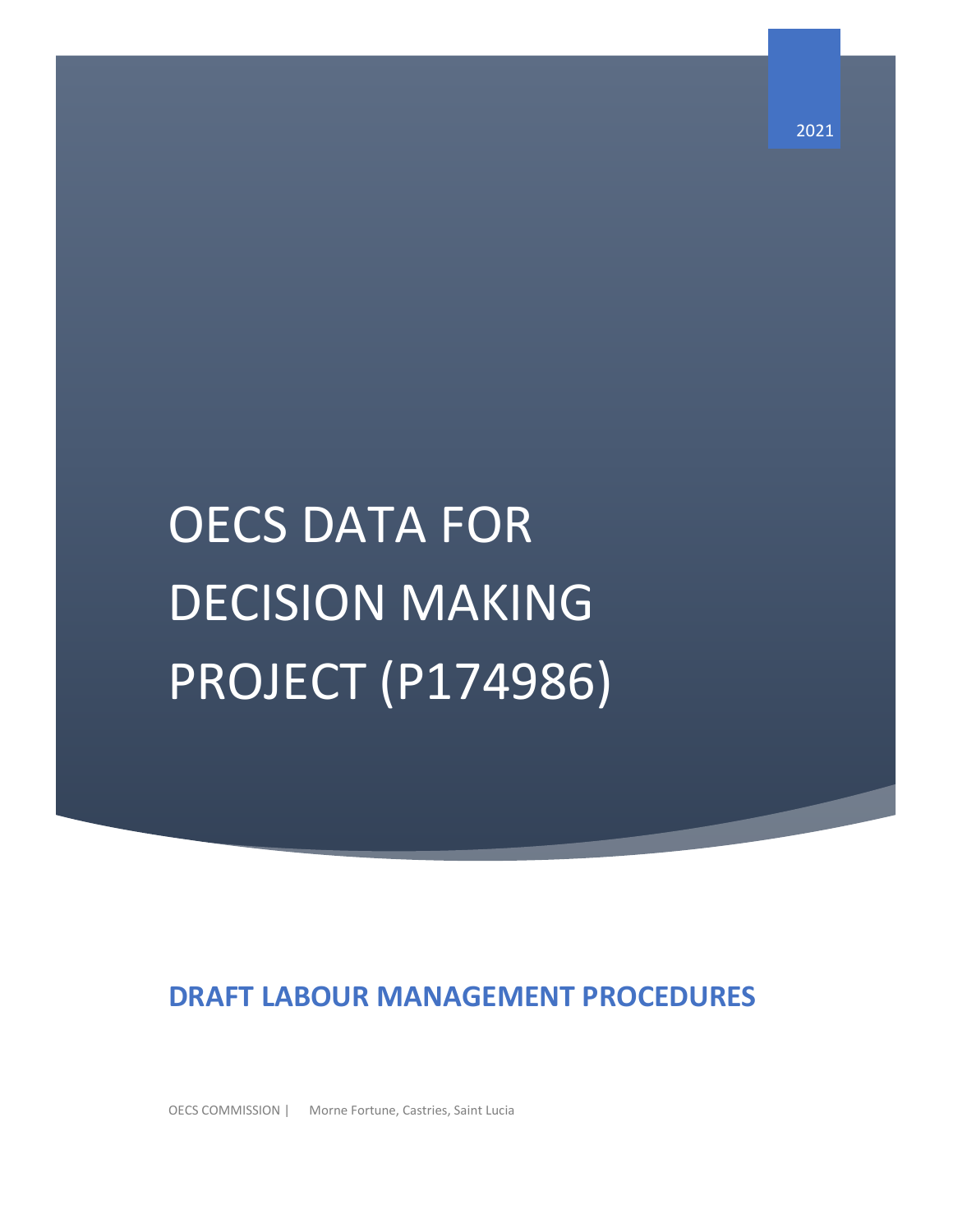2021

# OECS DATA FOR DECISION MAKING PROJECT (P174986)

## DRAFT LABOUR MANAGEMENT PROCEDURES

OECS COMMISSION | Morne Fortune, Castries, Saint Lucia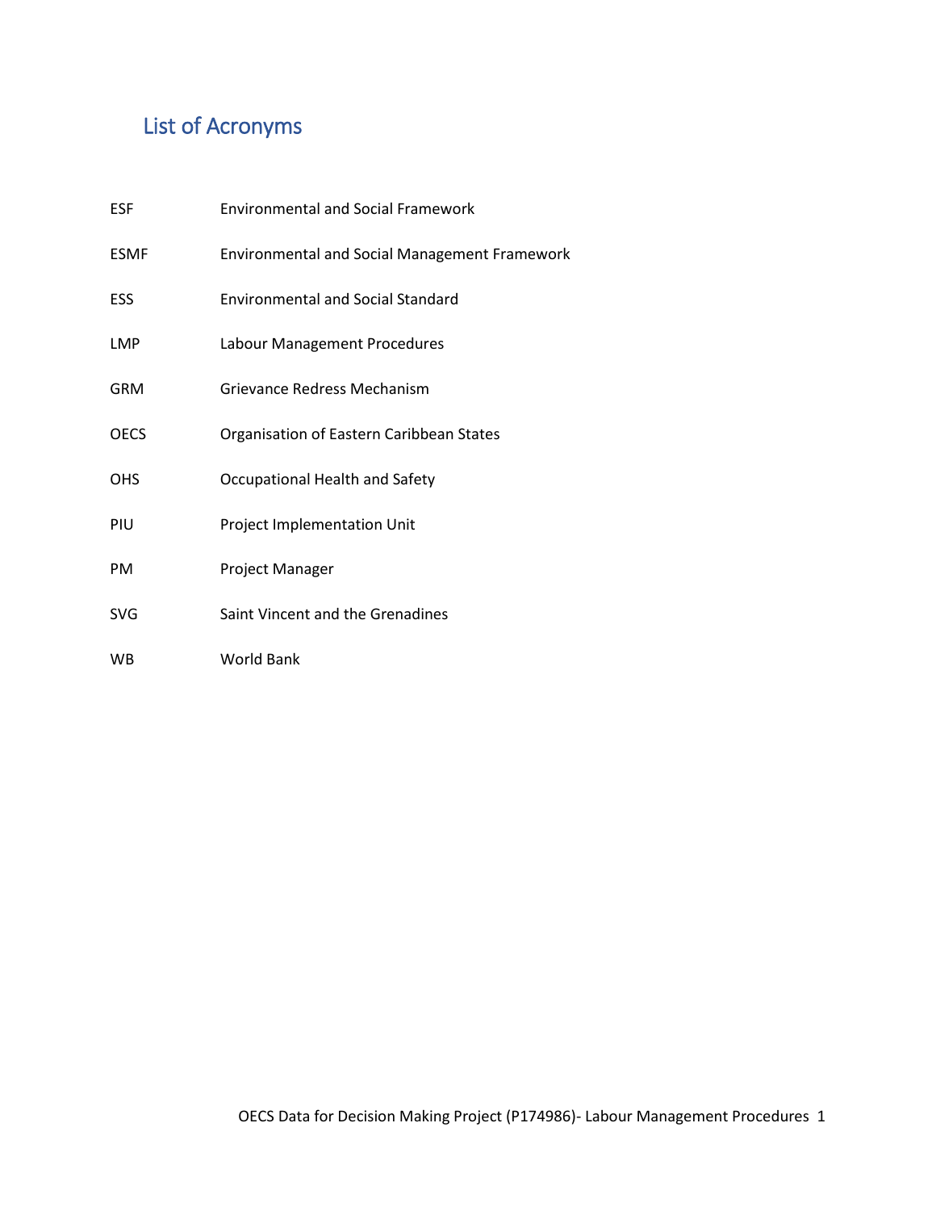## List of Acronyms

| | |
|---|---|
| ESF | Environmental and Social Framework |
| ESMF | Environmental and Social Management Framework |
| ESS | Environmental and Social Standard |
| LMP | Labour Management Procedures |
| GRM | Grievance Redress Mechanism |
| OECS | Organisation of Eastern Caribbean States |
| OHS | Occupational Health and Safety |
| PIU | Project Implementation Unit |
| PM | Project Manager |
| SVG | Saint Vincent and the Grenadines |
| WB | World Bank |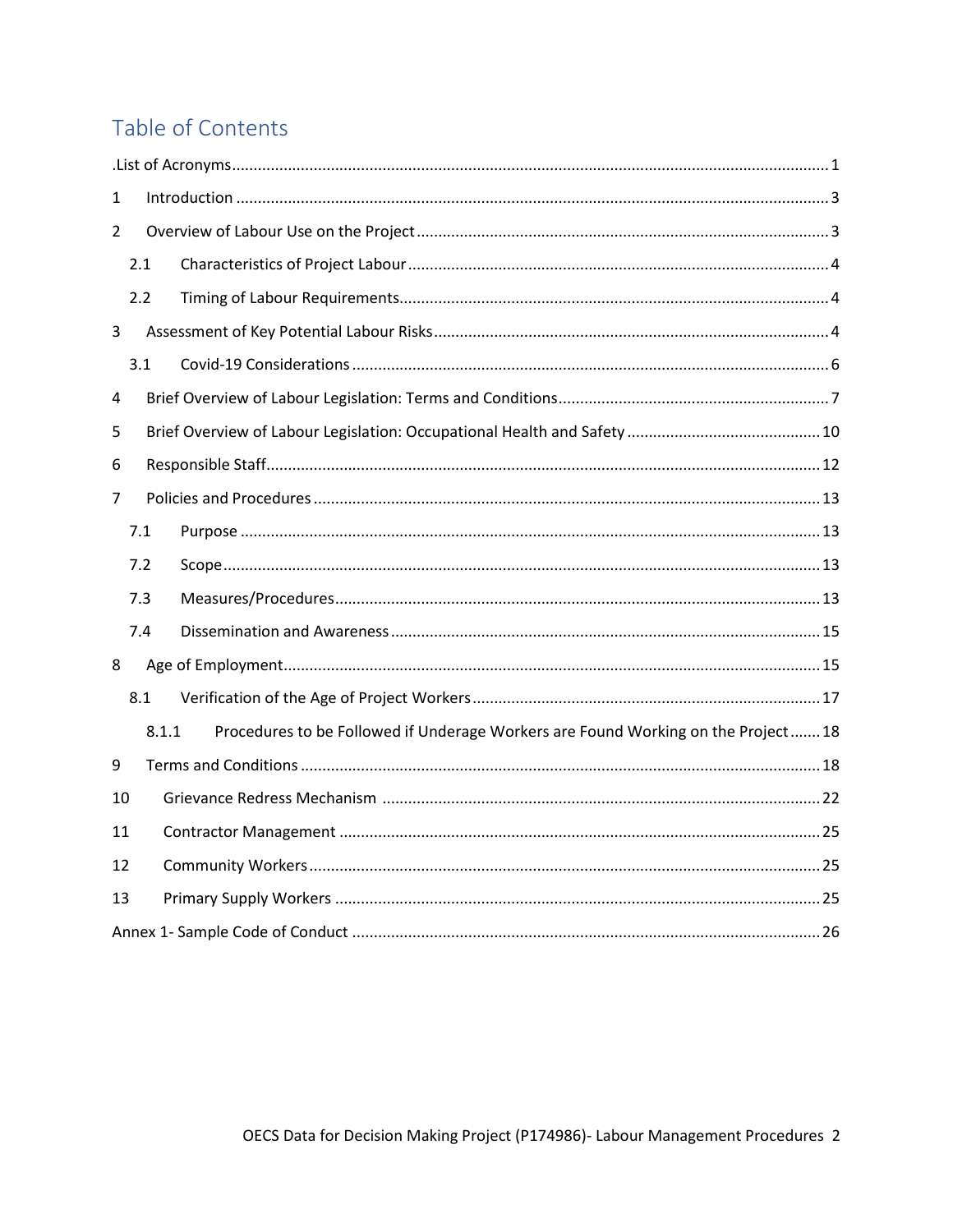# Table of Contents

.List of Acronyms ........................................................................................................................ 1

1 Introduction ....................................................................................................................... 3

2 Overview of Labour Use on the Project ............................................................................. 3

2.1 Characteristics of Project Labour ................................................................................ 4

2.2 Timing of Labour Requirements .................................................................................. 4

3 Assessment of Key Potential Labour Risks .......................................................................... 4

3.1 Covid-19 Considerations ............................................................................................. 6

4 Brief Overview of Labour Legislation: Terms and Conditions .............................................. 7

5 Brief Overview of Labour Legislation: Occupational Health and Safety ............................ 10

6 Responsible Staff .............................................................................................................. 12

7 Policies and Procedures .................................................................................................... 13

7.1 Purpose .................................................................................................................... 13

7.2 Scope ........................................................................................................................ 13

7.3 Measures/Procedures ............................................................................................... 13

7.4 Dissemination and Awareness .................................................................................. 15

8 Age of Employment .......................................................................................................... 15

8.1 Verification of the Age of Project Workers ................................................................ 17

8.1.1 Procedures to be Followed if Underage Workers are Found Working on the Project ....... 18

9 Terms and Conditions ....................................................................................................... 18

10 Grievance Redress Mechanism ..................................................................................... 22

11 Contractor Management .............................................................................................. 25

12 Community Workers ..................................................................................................... 25

13 Primary Supply Workers ............................................................................................... 25

Annex 1- Sample Code of Conduct .......................................................................................... 26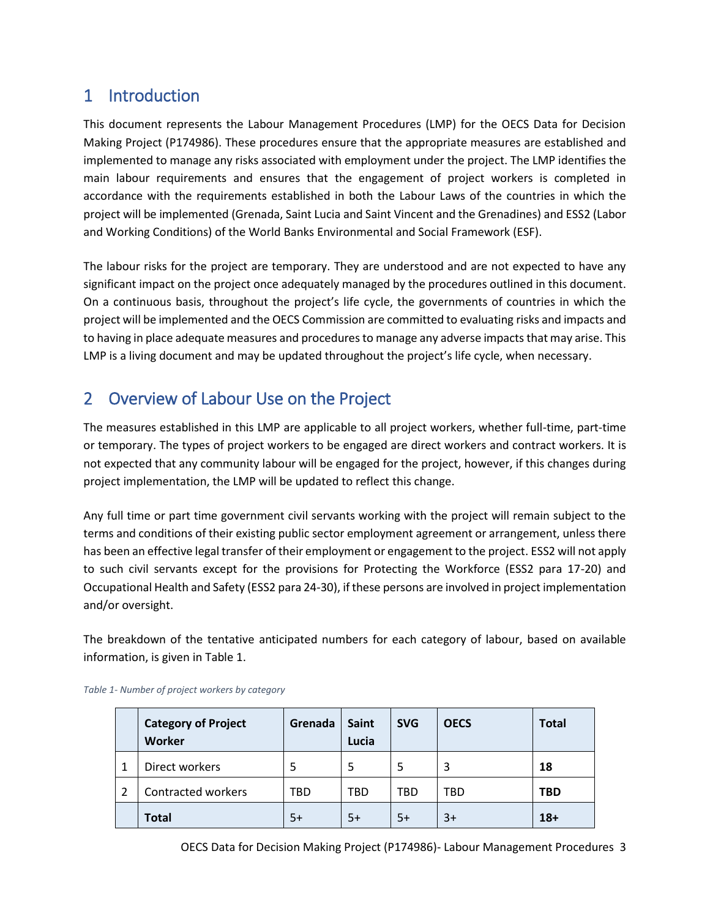# 1 Introduction

This document represents the Labour Management Procedures (LMP) for the OECS Data for Decision Making Project (P174986). These procedures ensure that the appropriate measures are established and implemented to manage any risks associated with employment under the project. The LMP identifies the main labour requirements and ensures that the engagement of project workers is completed in accordance with the requirements established in both the Labour Laws of the countries in which the project will be implemented (Grenada, Saint Lucia and Saint Vincent and the Grenadines) and ESS2 (Labor and Working Conditions) of the World Banks Environmental and Social Framework (ESF).

The labour risks for the project are temporary. They are understood and are not expected to have any significant impact on the project once adequately managed by the procedures outlined in this document. On a continuous basis, throughout the project's life cycle, the governments of countries in which the project will be implemented and the OECS Commission are committed to evaluating risks and impacts and to having in place adequate measures and procedures to manage any adverse impacts that may arise. This LMP is a living document and may be updated throughout the project's life cycle, when necessary.

# 2 Overview of Labour Use on the Project

The measures established in this LMP are applicable to all project workers, whether full-time, part-time or temporary. The types of project workers to be engaged are direct workers and contract workers. It is not expected that any community labour will be engaged for the project, however, if this changes during project implementation, the LMP will be updated to reflect this change.

Any full time or part time government civil servants working with the project will remain subject to the terms and conditions of their existing public sector employment agreement or arrangement, unless there has been an effective legal transfer of their employment or engagement to the project. ESS2 will not apply to such civil servants except for the provisions for Protecting the Workforce (ESS2 para 17-20) and Occupational Health and Safety (ESS2 para 24-30), if these persons are involved in project implementation and/or oversight.

The breakdown of the tentative anticipated numbers for each category of labour, based on available information, is given in Table 1.

*Table 1- Number of project workers by category*

| | Category of Project Worker | Grenada | Saint Lucia | SVG | OECS | Total |
|---|---|---|---|---|---|---|
| 1 | Direct workers | 5 | 5 | 5 | 3 | **18** |
| 2 | Contracted workers | TBD | TBD | TBD | TBD | **TBD** |
| | **Total** | 5+ | 5+ | 5+ | 3+ | **18+** |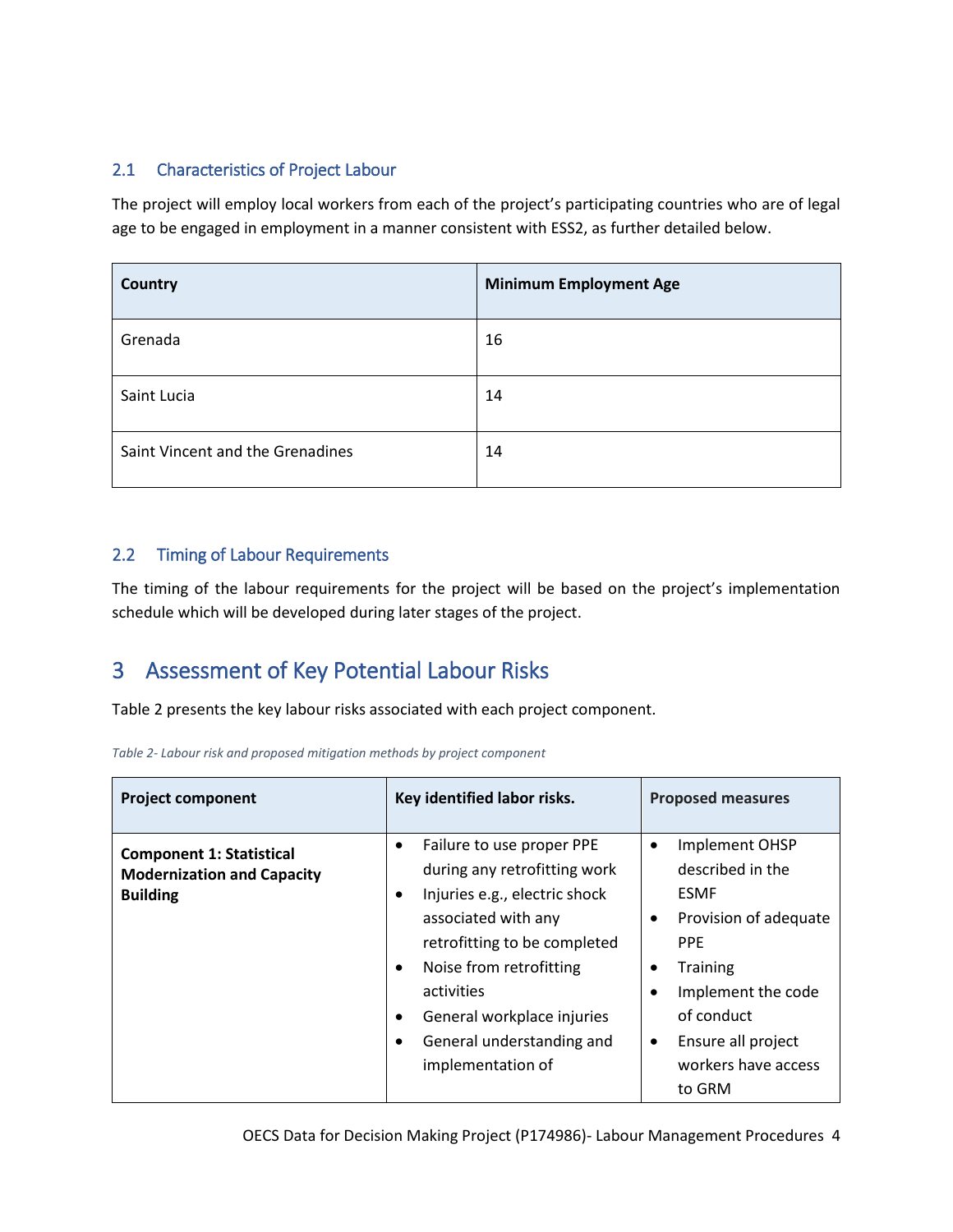## 2.1 Characteristics of Project Labour

The project will employ local workers from each of the project's participating countries who are of legal age to be engaged in employment in a manner consistent with ESS2, as further detailed below.

| Country | Minimum Employment Age |
|---|---|
| Grenada | 16 |
| Saint Lucia | 14 |
| Saint Vincent and the Grenadines | 14 |

## 2.2 Timing of Labour Requirements

The timing of the labour requirements for the project will be based on the project's implementation schedule which will be developed during later stages of the project.

# 3 Assessment of Key Potential Labour Risks

Table 2 presents the key labour risks associated with each project component.

*Table 2- Labour risk and proposed mitigation methods by project component*

| Project component | Key identified labor risks. | Proposed measures |
|---|---|---|
| **Component 1: Statistical Modernization and Capacity Building** | • Failure to use proper PPE during any retrofitting work<br>• Injuries e.g., electric shock associated with any retrofitting to be completed<br>• Noise from retrofitting activities<br>• General workplace injuries<br>• General understanding and implementation of | • Implement OHSP described in the ESMF<br>• Provision of adequate PPE<br>• Training<br>• Implement the code of conduct<br>• Ensure all project workers have access to GRM |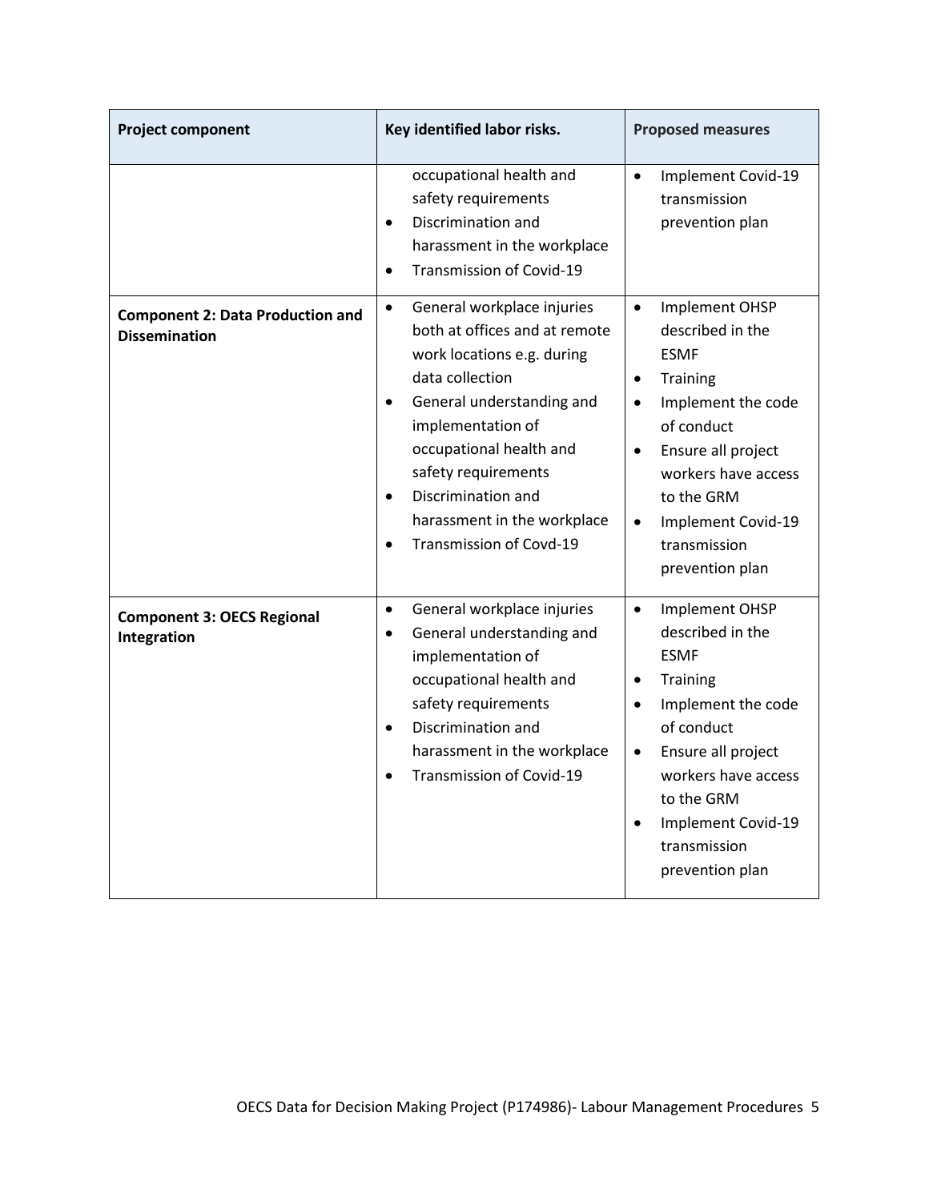| Project component | Key identified labor risks. | Proposed measures |
|---|---|---|
| | occupational health and safety requirements<br>• Discrimination and harassment in the workplace<br>• Transmission of Covid-19 | • Implement Covid-19 transmission prevention plan |
| **Component 2: Data Production and Dissemination** | • General workplace injuries both at offices and at remote work locations e.g. during data collection<br>• General understanding and implementation of occupational health and safety requirements<br>• Discrimination and harassment in the workplace<br>• Transmission of Covd-19 | • Implement OHSP described in the ESMF<br>• Training<br>• Implement the code of conduct<br>• Ensure all project workers have access to the GRM<br>• Implement Covid-19 transmission prevention plan |
| **Component 3: OECS Regional Integration** | • General workplace injuries<br>• General understanding and implementation of occupational health and safety requirements<br>• Discrimination and harassment in the workplace<br>• Transmission of Covid-19 | • Implement OHSP described in the ESMF<br>• Training<br>• Implement the code of conduct<br>• Ensure all project workers have access to the GRM<br>• Implement Covid-19 transmission prevention plan |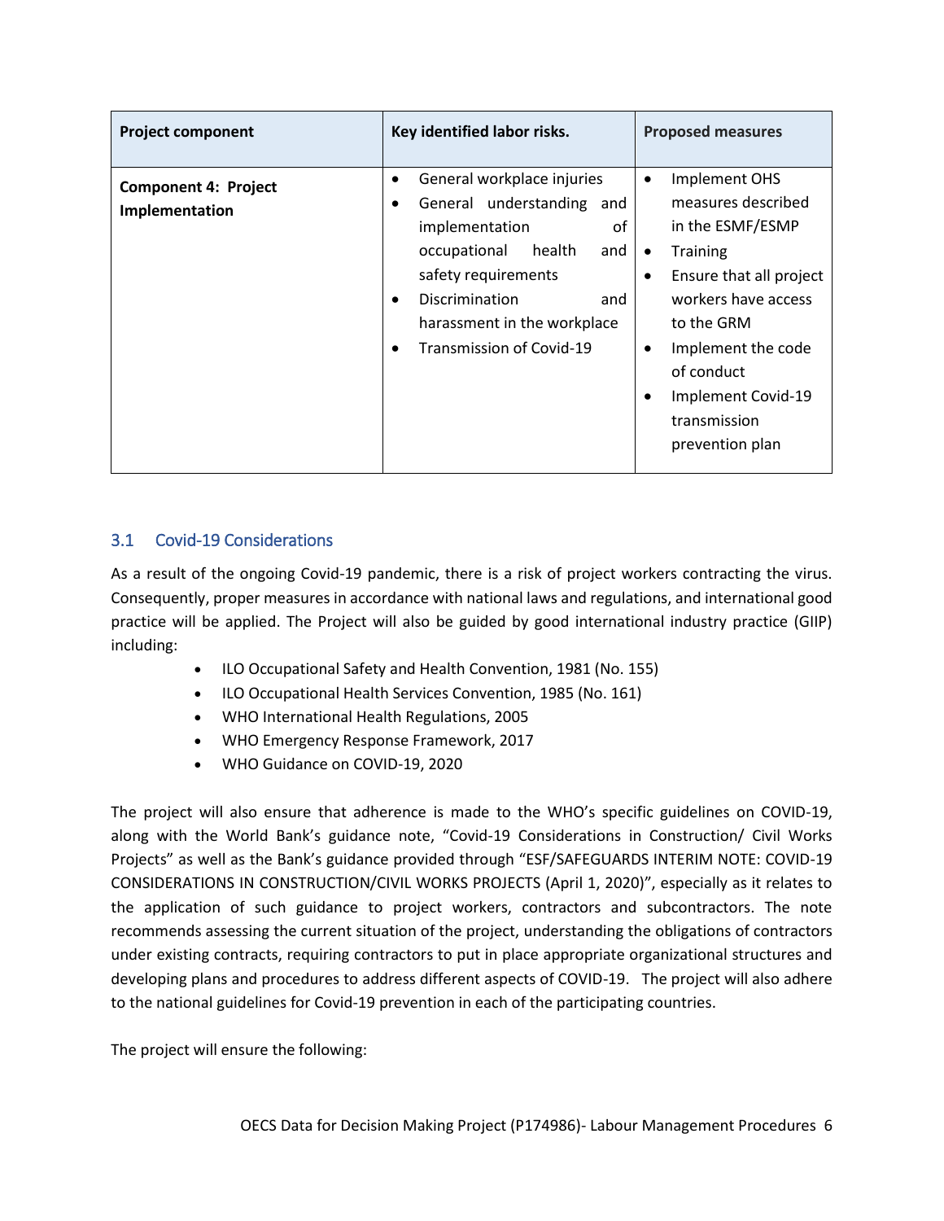| Project component | Key identified labor risks. | Proposed measures |
| --- | --- | --- |
| **Component 4: Project Implementation** | • General workplace injuries<br>• General understanding and implementation of occupational health and safety requirements<br>• Discrimination and harassment in the workplace<br>• Transmission of Covid-19 | • Implement OHS measures described in the ESMF/ESMP<br>• Training<br>• Ensure that all project workers have access to the GRM<br>• Implement the code of conduct<br>• Implement Covid-19 transmission prevention plan |

## 3.1 Covid-19 Considerations

As a result of the ongoing Covid-19 pandemic, there is a risk of project workers contracting the virus. Consequently, proper measures in accordance with national laws and regulations, and international good practice will be applied. The Project will also be guided by good international industry practice (GIIP) including:

- ILO Occupational Safety and Health Convention, 1981 (No. 155)
- ILO Occupational Health Services Convention, 1985 (No. 161)
- WHO International Health Regulations, 2005
- WHO Emergency Response Framework, 2017
- WHO Guidance on COVID-19, 2020

The project will also ensure that adherence is made to the WHO's specific guidelines on COVID-19, along with the World Bank's guidance note, "Covid-19 Considerations in Construction/ Civil Works Projects" as well as the Bank's guidance provided through "ESF/SAFEGUARDS INTERIM NOTE: COVID-19 CONSIDERATIONS IN CONSTRUCTION/CIVIL WORKS PROJECTS (April 1, 2020)", especially as it relates to the application of such guidance to project workers, contractors and subcontractors. The note recommends assessing the current situation of the project, understanding the obligations of contractors under existing contracts, requiring contractors to put in place appropriate organizational structures and developing plans and procedures to address different aspects of COVID-19. The project will also adhere to the national guidelines for Covid-19 prevention in each of the participating countries.

The project will ensure the following: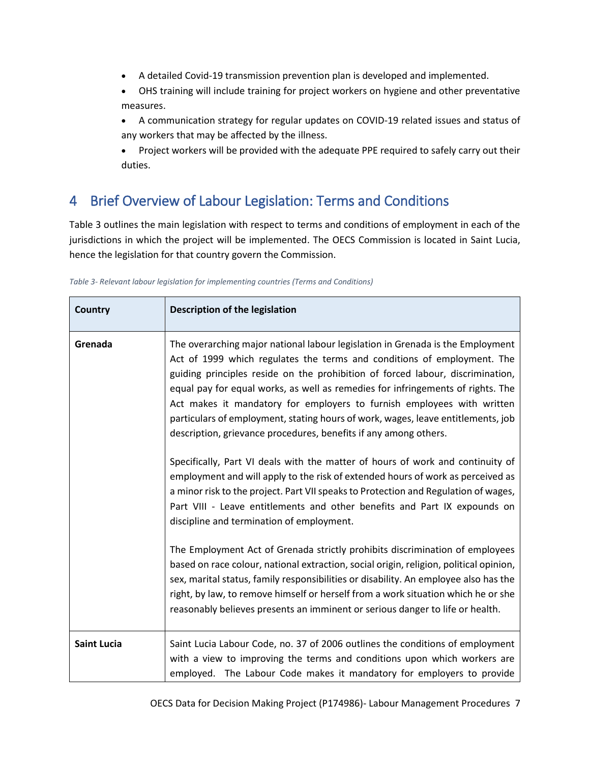- A detailed Covid-19 transmission prevention plan is developed and implemented.
- OHS training will include training for project workers on hygiene and other preventative measures.
- A communication strategy for regular updates on COVID-19 related issues and status of any workers that may be affected by the illness.
- Project workers will be provided with the adequate PPE required to safely carry out their duties.

# 4 Brief Overview of Labour Legislation: Terms and Conditions

Table 3 outlines the main legislation with respect to terms and conditions of employment in each of the jurisdictions in which the project will be implemented. The OECS Commission is located in Saint Lucia, hence the legislation for that country govern the Commission.

*Table 3- Relevant labour legislation for implementing countries (Terms and Conditions)*

| Country | Description of the legislation |
|---|---|
| **Grenada** | The overarching major national labour legislation in Grenada is the Employment Act of 1999 which regulates the terms and conditions of employment. The guiding principles reside on the prohibition of forced labour, discrimination, equal pay for equal works, as well as remedies for infringements of rights. The Act makes it mandatory for employers to furnish employees with written particulars of employment, stating hours of work, wages, leave entitlements, job description, grievance procedures, benefits if any among others.<br><br>Specifically, Part VI deals with the matter of hours of work and continuity of employment and will apply to the risk of extended hours of work as perceived as a minor risk to the project. Part VII speaks to Protection and Regulation of wages, Part VIII - Leave entitlements and other benefits and Part IX expounds on discipline and termination of employment.<br><br>The Employment Act of Grenada strictly prohibits discrimination of employees based on race colour, national extraction, social origin, religion, political opinion, sex, marital status, family responsibilities or disability. An employee also has the right, by law, to remove himself or herself from a work situation which he or she reasonably believes presents an imminent or serious danger to life or health. |
| **Saint Lucia** | Saint Lucia Labour Code, no. 37 of 2006 outlines the conditions of employment with a view to improving the terms and conditions upon which workers are employed. The Labour Code makes it mandatory for employers to provide |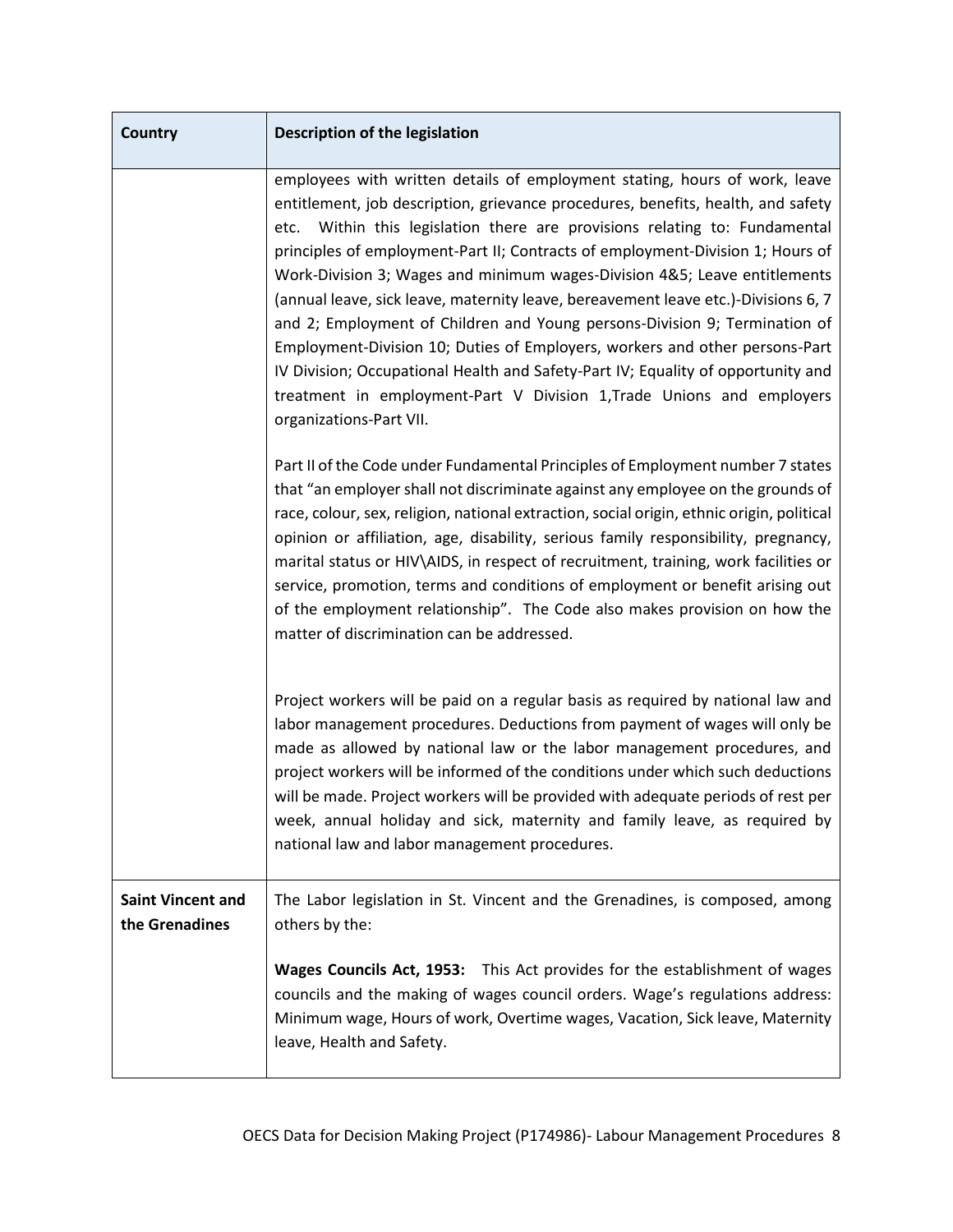| Country | Description of the legislation |
|---|---|
| | employees with written details of employment stating, hours of work, leave entitlement, job description, grievance procedures, benefits, health, and safety etc. Within this legislation there are provisions relating to: Fundamental principles of employment-Part II; Contracts of employment-Division 1; Hours of Work-Division 3; Wages and minimum wages-Division 4&5; Leave entitlements (annual leave, sick leave, maternity leave, bereavement leave etc.)-Divisions 6, 7 and 2; Employment of Children and Young persons-Division 9; Termination of Employment-Division 10; Duties of Employers, workers and other persons-Part IV Division; Occupational Health and Safety-Part IV; Equality of opportunity and treatment in employment-Part V Division 1,Trade Unions and employers organizations-Part VII.<br><br>Part II of the Code under Fundamental Principles of Employment number 7 states that "an employer shall not discriminate against any employee on the grounds of race, colour, sex, religion, national extraction, social origin, ethnic origin, political opinion or affiliation, age, disability, serious family responsibility, pregnancy, marital status or HIV\AIDS, in respect of recruitment, training, work facilities or service, promotion, terms and conditions of employment or benefit arising out of the employment relationship". The Code also makes provision on how the matter of discrimination can be addressed.<br><br>Project workers will be paid on a regular basis as required by national law and labor management procedures. Deductions from payment of wages will only be made as allowed by national law or the labor management procedures, and project workers will be informed of the conditions under which such deductions will be made. Project workers will be provided with adequate periods of rest per week, annual holiday and sick, maternity and family leave, as required by national law and labor management procedures. |
| **Saint Vincent and the Grenadines** | The Labor legislation in St. Vincent and the Grenadines, is composed, among others by the:<br><br>**Wages Councils Act, 1953:** This Act provides for the establishment of wages councils and the making of wages council orders. Wage's regulations address: Minimum wage, Hours of work, Overtime wages, Vacation, Sick leave, Maternity leave, Health and Safety. |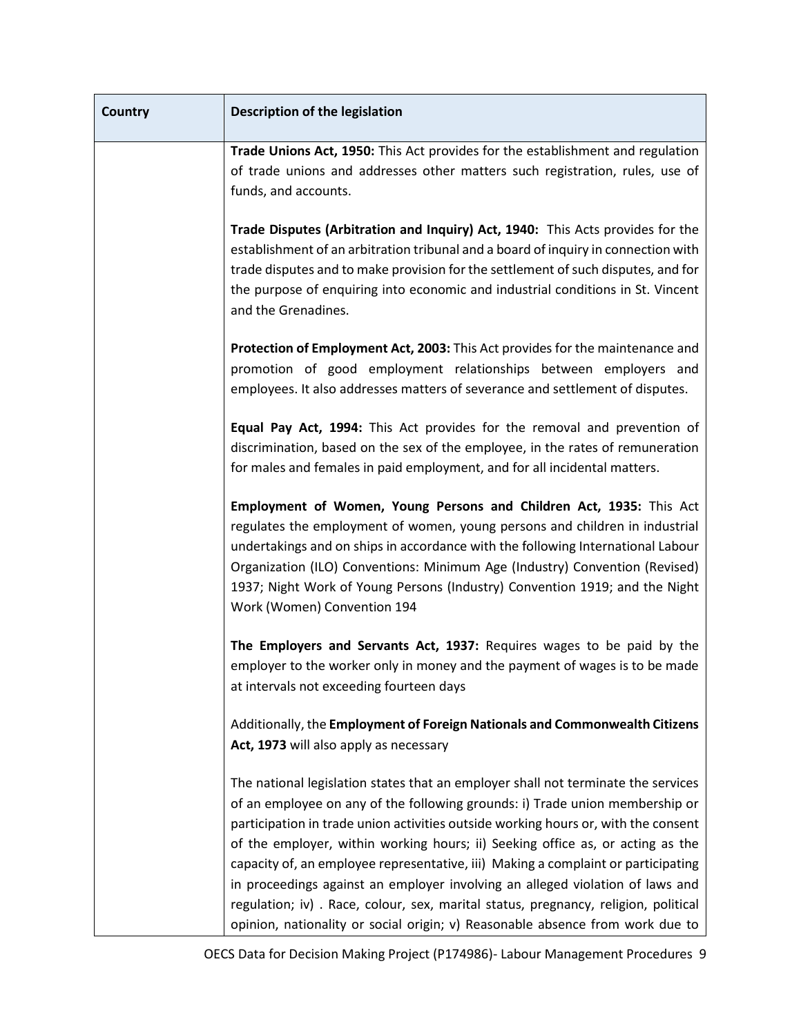| Country | Description of the legislation |
| --- | --- |
| | **Trade Unions Act, 1950:** This Act provides for the establishment and regulation of trade unions and addresses other matters such registration, rules, use of funds, and accounts.<br><br>**Trade Disputes (Arbitration and Inquiry) Act, 1940:** This Acts provides for the establishment of an arbitration tribunal and a board of inquiry in connection with trade disputes and to make provision for the settlement of such disputes, and for the purpose of enquiring into economic and industrial conditions in St. Vincent and the Grenadines.<br><br>**Protection of Employment Act, 2003:** This Act provides for the maintenance and promotion of good employment relationships between employers and employees. It also addresses matters of severance and settlement of disputes.<br><br>**Equal Pay Act, 1994:** This Act provides for the removal and prevention of discrimination, based on the sex of the employee, in the rates of remuneration for males and females in paid employment, and for all incidental matters.<br><br>**Employment of Women, Young Persons and Children Act, 1935:** This Act regulates the employment of women, young persons and children in industrial undertakings and on ships in accordance with the following International Labour Organization (ILO) Conventions: Minimum Age (Industry) Convention (Revised) 1937; Night Work of Young Persons (Industry) Convention 1919; and the Night Work (Women) Convention 194<br><br>**The Employers and Servants Act, 1937:** Requires wages to be paid by the employer to the worker only in money and the payment of wages is to be made at intervals not exceeding fourteen days<br><br>Additionally, the **Employment of Foreign Nationals and Commonwealth Citizens Act, 1973** will also apply as necessary<br><br>The national legislation states that an employer shall not terminate the services of an employee on any of the following grounds: i) Trade union membership or participation in trade union activities outside working hours or, with the consent of the employer, within working hours; ii) Seeking office as, or acting as the capacity of, an employee representative, iii) Making a complaint or participating in proceedings against an employer involving an alleged violation of laws and regulation; iv) . Race, colour, sex, marital status, pregnancy, religion, political opinion, nationality or social origin; v) Reasonable absence from work due to |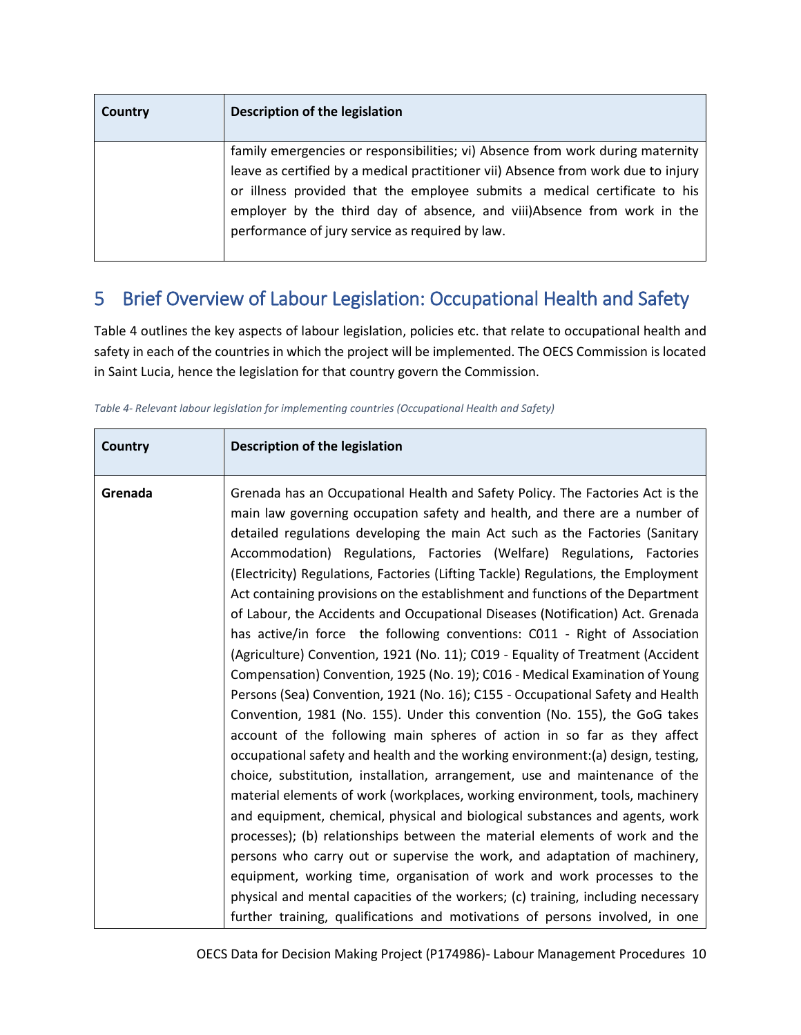| Country | Description of the legislation |
|---|---|
| | family emergencies or responsibilities; vi) Absence from work during maternity leave as certified by a medical practitioner vii) Absence from work due to injury or illness provided that the employee submits a medical certificate to his employer by the third day of absence, and viii)Absence from work in the performance of jury service as required by law. |

# 5 Brief Overview of Labour Legislation: Occupational Health and Safety

Table 4 outlines the key aspects of labour legislation, policies etc. that relate to occupational health and safety in each of the countries in which the project will be implemented. The OECS Commission is located in Saint Lucia, hence the legislation for that country govern the Commission.

*Table 4- Relevant labour legislation for implementing countries (Occupational Health and Safety)*

| Country | Description of the legislation |
|---|---|
| **Grenada** | Grenada has an Occupational Health and Safety Policy. The Factories Act is the main law governing occupation safety and health, and there are a number of detailed regulations developing the main Act such as the Factories (Sanitary Accommodation) Regulations, Factories (Welfare) Regulations, Factories (Electricity) Regulations, Factories (Lifting Tackle) Regulations, the Employment Act containing provisions on the establishment and functions of the Department of Labour, the Accidents and Occupational Diseases (Notification) Act. Grenada has active/in force the following conventions: C011 - Right of Association (Agriculture) Convention, 1921 (No. 11); C019 - Equality of Treatment (Accident Compensation) Convention, 1925 (No. 19); C016 - Medical Examination of Young Persons (Sea) Convention, 1921 (No. 16); C155 - Occupational Safety and Health Convention, 1981 (No. 155). Under this convention (No. 155), the GoG takes account of the following main spheres of action in so far as they affect occupational safety and health and the working environment:(a) design, testing, choice, substitution, installation, arrangement, use and maintenance of the material elements of work (workplaces, working environment, tools, machinery and equipment, chemical, physical and biological substances and agents, work processes); (b) relationships between the material elements of work and the persons who carry out or supervise the work, and adaptation of machinery, equipment, working time, organisation of work and work processes to the physical and mental capacities of the workers; (c) training, including necessary further training, qualifications and motivations of persons involved, in one |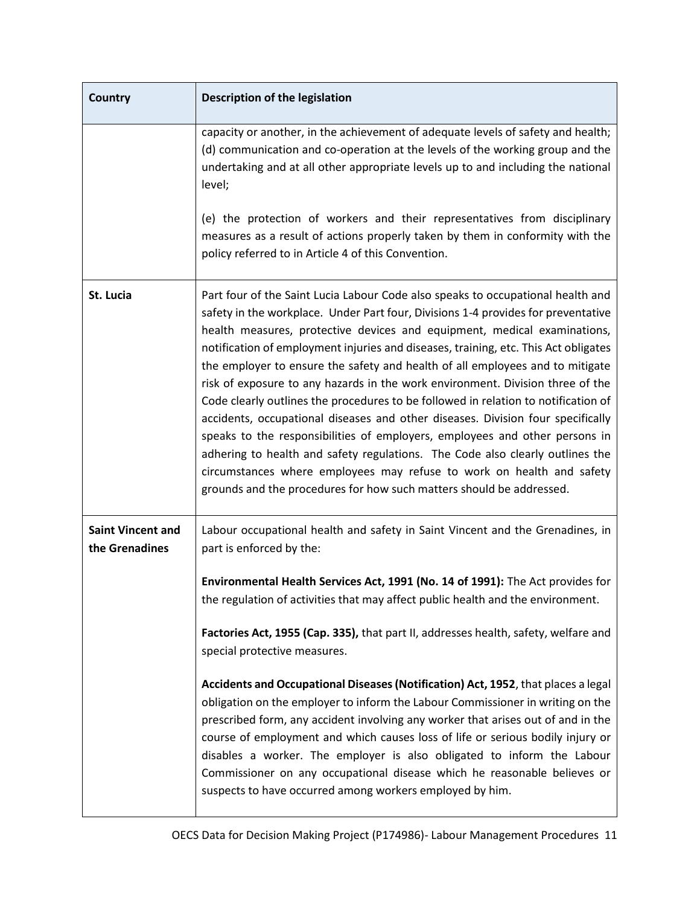| Country | Description of the legislation |
| --- | --- |
| | capacity or another, in the achievement of adequate levels of safety and health; (d) communication and co-operation at the levels of the working group and the undertaking and at all other appropriate levels up to and including the national level;<br><br>(e) the protection of workers and their representatives from disciplinary measures as a result of actions properly taken by them in conformity with the policy referred to in Article 4 of this Convention. |
| **St. Lucia** | Part four of the Saint Lucia Labour Code also speaks to occupational health and safety in the workplace. Under Part four, Divisions 1-4 provides for preventative health measures, protective devices and equipment, medical examinations, notification of employment injuries and diseases, training, etc. This Act obligates the employer to ensure the safety and health of all employees and to mitigate risk of exposure to any hazards in the work environment. Division three of the Code clearly outlines the procedures to be followed in relation to notification of accidents, occupational diseases and other diseases. Division four specifically speaks to the responsibilities of employers, employees and other persons in adhering to health and safety regulations. The Code also clearly outlines the circumstances where employees may refuse to work on health and safety grounds and the procedures for how such matters should be addressed. |
| **Saint Vincent and the Grenadines** | Labour occupational health and safety in Saint Vincent and the Grenadines, in part is enforced by the:<br><br>**Environmental Health Services Act, 1991 (No. 14 of 1991):** The Act provides for the regulation of activities that may affect public health and the environment.<br><br>**Factories Act, 1955 (Cap. 335),** that part II, addresses health, safety, welfare and special protective measures.<br><br>**Accidents and Occupational Diseases (Notification) Act, 1952**, that places a legal obligation on the employer to inform the Labour Commissioner in writing on the prescribed form, any accident involving any worker that arises out of and in the course of employment and which causes loss of life or serious bodily injury or disables a worker. The employer is also obligated to inform the Labour Commissioner on any occupational disease which he reasonable believes or suspects to have occurred among workers employed by him. |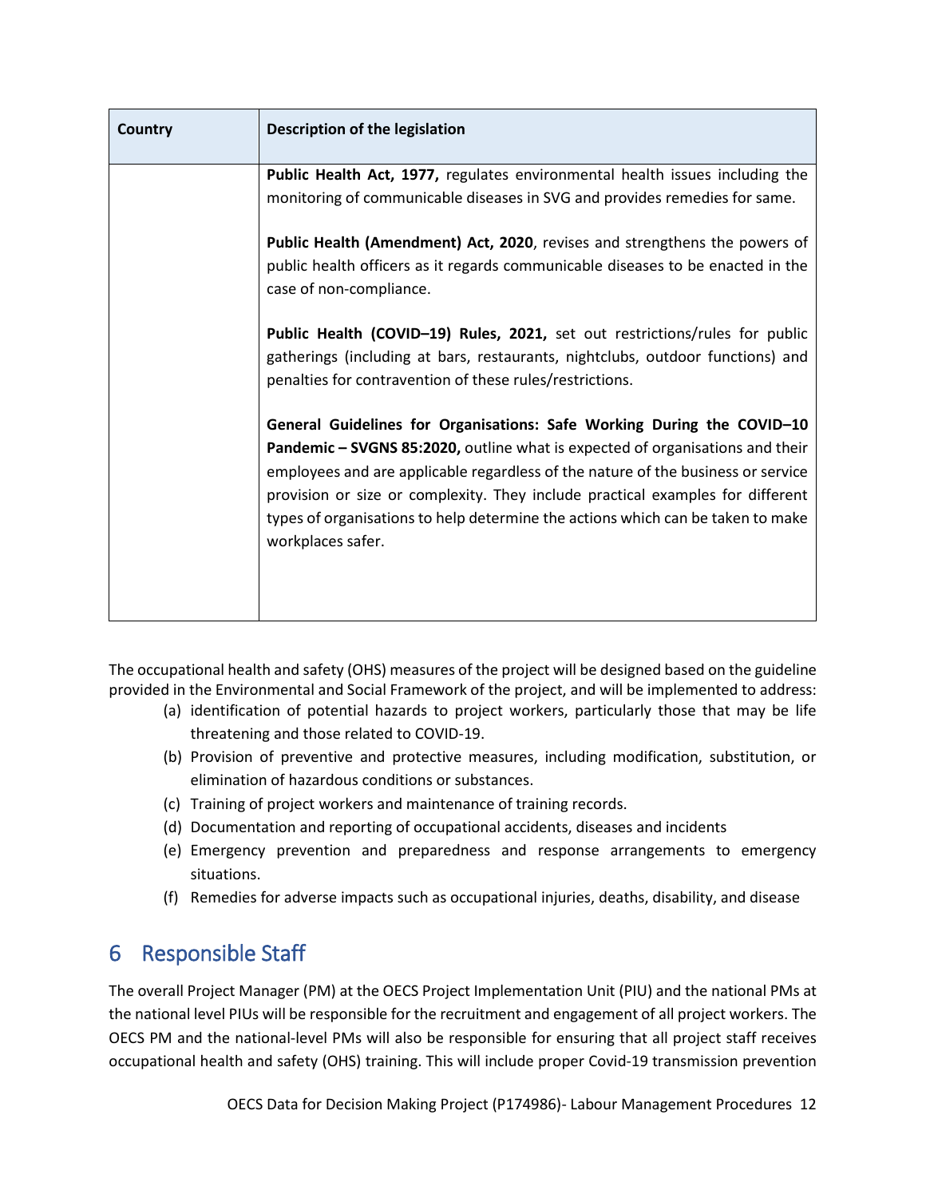| Country | Description of the legislation |
|---|---|
| | **Public Health Act, 1977,** regulates environmental health issues including the monitoring of communicable diseases in SVG and provides remedies for same.<br><br>**Public Health (Amendment) Act, 2020**, revises and strengthens the powers of public health officers as it regards communicable diseases to be enacted in the case of non-compliance.<br><br>**Public Health (COVID–19) Rules, 2021,** set out restrictions/rules for public gatherings (including at bars, restaurants, nightclubs, outdoor functions) and penalties for contravention of these rules/restrictions.<br><br>**General Guidelines for Organisations: Safe Working During the COVID–10 Pandemic – SVGNS 85:2020,** outline what is expected of organisations and their employees and are applicable regardless of the nature of the business or service provision or size or complexity. They include practical examples for different types of organisations to help determine the actions which can be taken to make workplaces safer. |

The occupational health and safety (OHS) measures of the project will be designed based on the guideline provided in the Environmental and Social Framework of the project, and will be implemented to address:

(a) identification of potential hazards to project workers, particularly those that may be life threatening and those related to COVID-19.
(b) Provision of preventive and protective measures, including modification, substitution, or elimination of hazardous conditions or substances.
(c) Training of project workers and maintenance of training records.
(d) Documentation and reporting of occupational accidents, diseases and incidents
(e) Emergency prevention and preparedness and response arrangements to emergency situations.
(f) Remedies for adverse impacts such as occupational injuries, deaths, disability, and disease

# 6 Responsible Staff

The overall Project Manager (PM) at the OECS Project Implementation Unit (PIU) and the national PMs at the national level PIUs will be responsible for the recruitment and engagement of all project workers. The OECS PM and the national-level PMs will also be responsible for ensuring that all project staff receives occupational health and safety (OHS) training. This will include proper Covid-19 transmission prevention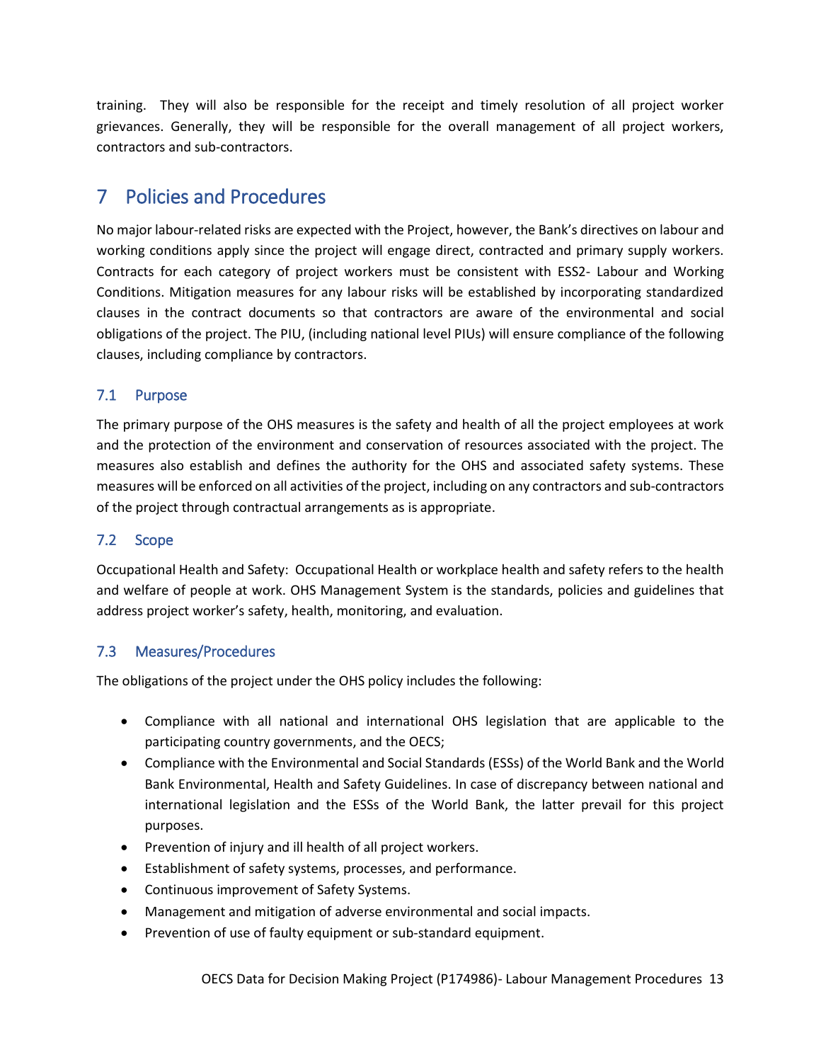training. They will also be responsible for the receipt and timely resolution of all project worker grievances. Generally, they will be responsible for the overall management of all project workers, contractors and sub-contractors.

# 7 Policies and Procedures

No major labour-related risks are expected with the Project, however, the Bank's directives on labour and working conditions apply since the project will engage direct, contracted and primary supply workers. Contracts for each category of project workers must be consistent with ESS2- Labour and Working Conditions. Mitigation measures for any labour risks will be established by incorporating standardized clauses in the contract documents so that contractors are aware of the environmental and social obligations of the project. The PIU, (including national level PIUs) will ensure compliance of the following clauses, including compliance by contractors.

## 7.1 Purpose

The primary purpose of the OHS measures is the safety and health of all the project employees at work and the protection of the environment and conservation of resources associated with the project. The measures also establish and defines the authority for the OHS and associated safety systems. These measures will be enforced on all activities of the project, including on any contractors and sub-contractors of the project through contractual arrangements as is appropriate.

## 7.2 Scope

Occupational Health and Safety: Occupational Health or workplace health and safety refers to the health and welfare of people at work. OHS Management System is the standards, policies and guidelines that address project worker's safety, health, monitoring, and evaluation.

## 7.3 Measures/Procedures

The obligations of the project under the OHS policy includes the following:

- Compliance with all national and international OHS legislation that are applicable to the participating country governments, and the OECS;
- Compliance with the Environmental and Social Standards (ESSs) of the World Bank and the World Bank Environmental, Health and Safety Guidelines. In case of discrepancy between national and international legislation and the ESSs of the World Bank, the latter prevail for this project purposes.
- Prevention of injury and ill health of all project workers.
- Establishment of safety systems, processes, and performance.
- Continuous improvement of Safety Systems.
- Management and mitigation of adverse environmental and social impacts.
- Prevention of use of faulty equipment or sub-standard equipment.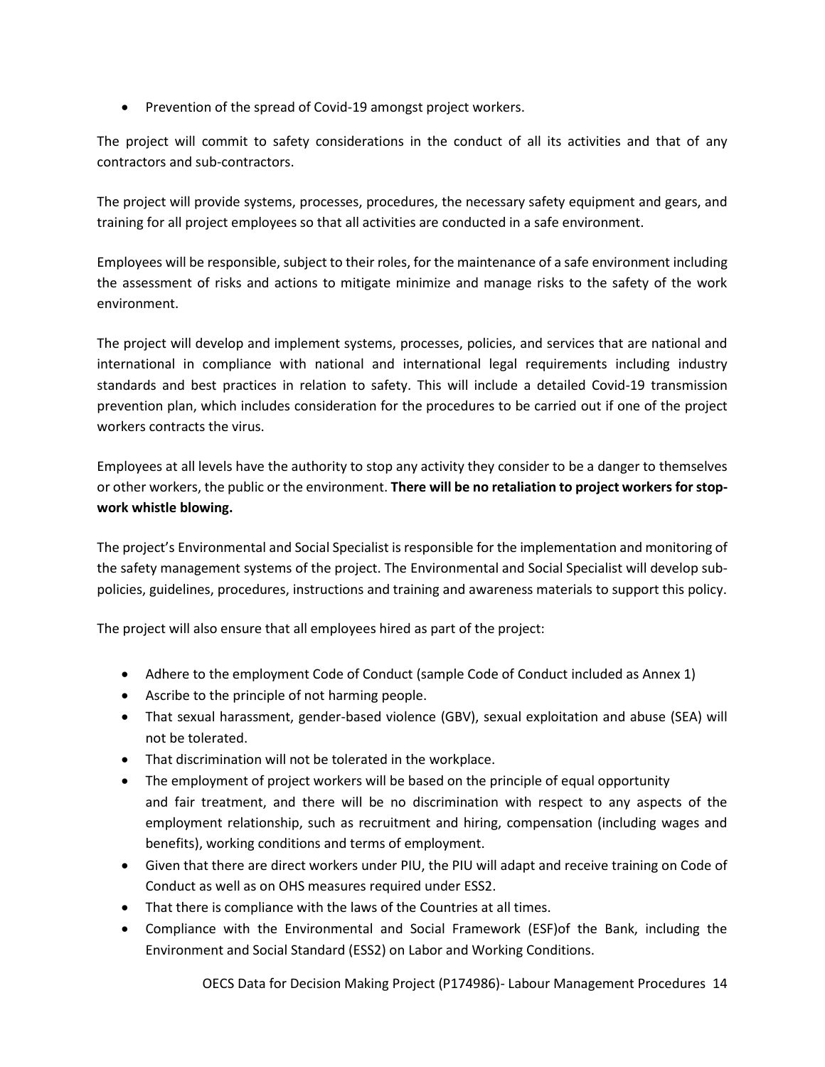- Prevention of the spread of Covid-19 amongst project workers.

The project will commit to safety considerations in the conduct of all its activities and that of any contractors and sub-contractors.

The project will provide systems, processes, procedures, the necessary safety equipment and gears, and training for all project employees so that all activities are conducted in a safe environment.

Employees will be responsible, subject to their roles, for the maintenance of a safe environment including the assessment of risks and actions to mitigate minimize and manage risks to the safety of the work environment.

The project will develop and implement systems, processes, policies, and services that are national and international in compliance with national and international legal requirements including industry standards and best practices in relation to safety. This will include a detailed Covid-19 transmission prevention plan, which includes consideration for the procedures to be carried out if one of the project workers contracts the virus.

Employees at all levels have the authority to stop any activity they consider to be a danger to themselves or other workers, the public or the environment. **There will be no retaliation to project workers for stop-work whistle blowing.**

The project's Environmental and Social Specialist is responsible for the implementation and monitoring of the safety management systems of the project. The Environmental and Social Specialist will develop sub-policies, guidelines, procedures, instructions and training and awareness materials to support this policy.

The project will also ensure that all employees hired as part of the project:

- Adhere to the employment Code of Conduct (sample Code of Conduct included as Annex 1)
- Ascribe to the principle of not harming people.
- That sexual harassment, gender-based violence (GBV), sexual exploitation and abuse (SEA) will not be tolerated.
- That discrimination will not be tolerated in the workplace.
- The employment of project workers will be based on the principle of equal opportunity and fair treatment, and there will be no discrimination with respect to any aspects of the employment relationship, such as recruitment and hiring, compensation (including wages and benefits), working conditions and terms of employment.
- Given that there are direct workers under PIU, the PIU will adapt and receive training on Code of Conduct as well as on OHS measures required under ESS2.
- That there is compliance with the laws of the Countries at all times.
- Compliance with the Environmental and Social Framework (ESF)of the Bank, including the Environment and Social Standard (ESS2) on Labor and Working Conditions.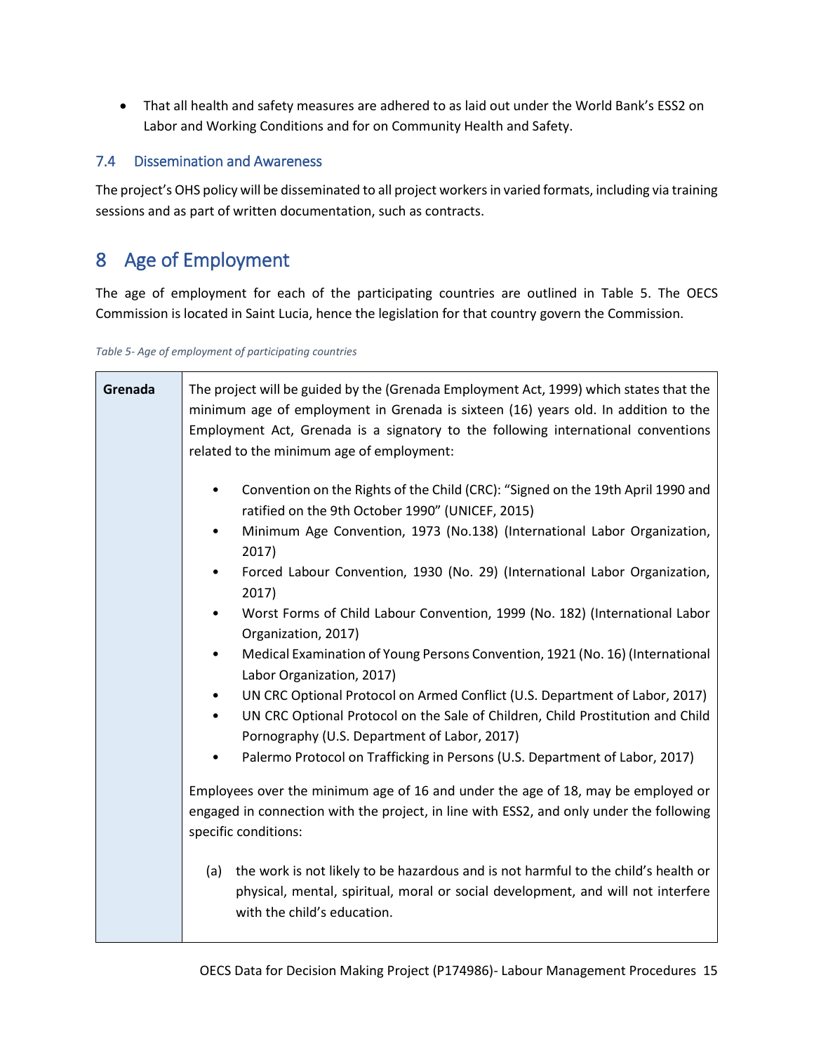- That all health and safety measures are adhered to as laid out under the World Bank's ESS2 on Labor and Working Conditions and for on Community Health and Safety.

### 7.4 Dissemination and Awareness

The project's OHS policy will be disseminated to all project workers in varied formats, including via training sessions and as part of written documentation, such as contracts.

# 8 Age of Employment

The age of employment for each of the participating countries are outlined in Table 5. The OECS Commission is located in Saint Lucia, hence the legislation for that country govern the Commission.

*Table 5- Age of employment of participating countries*

| | |
|---|---|
| **Grenada** | The project will be guided by the (Grenada Employment Act, 1999) which states that the minimum age of employment in Grenada is sixteen (16) years old. In addition to the Employment Act, Grenada is a signatory to the following international conventions related to the minimum age of employment:<br><br>• Convention on the Rights of the Child (CRC): "Signed on the 19th April 1990 and ratified on the 9th October 1990" (UNICEF, 2015)<br>• Minimum Age Convention, 1973 (No.138) (International Labor Organization, 2017)<br>• Forced Labour Convention, 1930 (No. 29) (International Labor Organization, 2017)<br>• Worst Forms of Child Labour Convention, 1999 (No. 182) (International Labor Organization, 2017)<br>• Medical Examination of Young Persons Convention, 1921 (No. 16) (International Labor Organization, 2017)<br>• UN CRC Optional Protocol on Armed Conflict (U.S. Department of Labor, 2017)<br>• UN CRC Optional Protocol on the Sale of Children, Child Prostitution and Child Pornography (U.S. Department of Labor, 2017)<br>• Palermo Protocol on Trafficking in Persons (U.S. Department of Labor, 2017)<br><br>Employees over the minimum age of 16 and under the age of 18, may be employed or engaged in connection with the project, in line with ESS2, and only under the following specific conditions:<br><br>(a) the work is not likely to be hazardous and is not harmful to the child's health or physical, mental, spiritual, moral or social development, and will not interfere with the child's education. |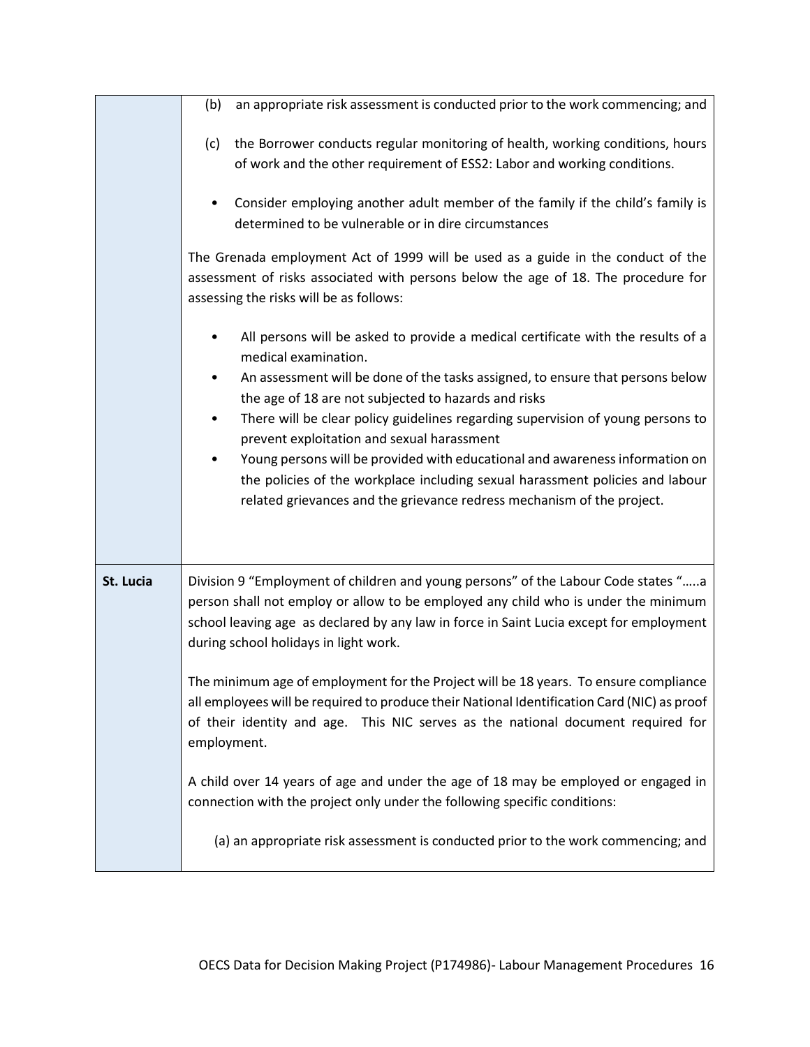| | |
|---|---|
| | (b) an appropriate risk assessment is conducted prior to the work commencing; and<br><br>(c) the Borrower conducts regular monitoring of health, working conditions, hours of work and the other requirement of ESS2: Labor and working conditions.<br><br>• Consider employing another adult member of the family if the child's family is determined to be vulnerable or in dire circumstances<br><br>The Grenada employment Act of 1999 will be used as a guide in the conduct of the assessment of risks associated with persons below the age of 18. The procedure for assessing the risks will be as follows:<br><br>• All persons will be asked to provide a medical certificate with the results of a medical examination.<br>• An assessment will be done of the tasks assigned, to ensure that persons below the age of 18 are not subjected to hazards and risks<br>• There will be clear policy guidelines regarding supervision of young persons to prevent exploitation and sexual harassment<br>• Young persons will be provided with educational and awareness information on the policies of the workplace including sexual harassment policies and labour related grievances and the grievance redress mechanism of the project. |
| **St. Lucia** | Division 9 "Employment of children and young persons" of the Labour Code states ".....a person shall not employ or allow to be employed any child who is under the minimum school leaving age as declared by any law in force in Saint Lucia except for employment during school holidays in light work.<br><br>The minimum age of employment for the Project will be 18 years. To ensure compliance all employees will be required to produce their National Identification Card (NIC) as proof of their identity and age. This NIC serves as the national document required for employment.<br><br>A child over 14 years of age and under the age of 18 may be employed or engaged in connection with the project only under the following specific conditions:<br><br>(a) an appropriate risk assessment is conducted prior to the work commencing; and |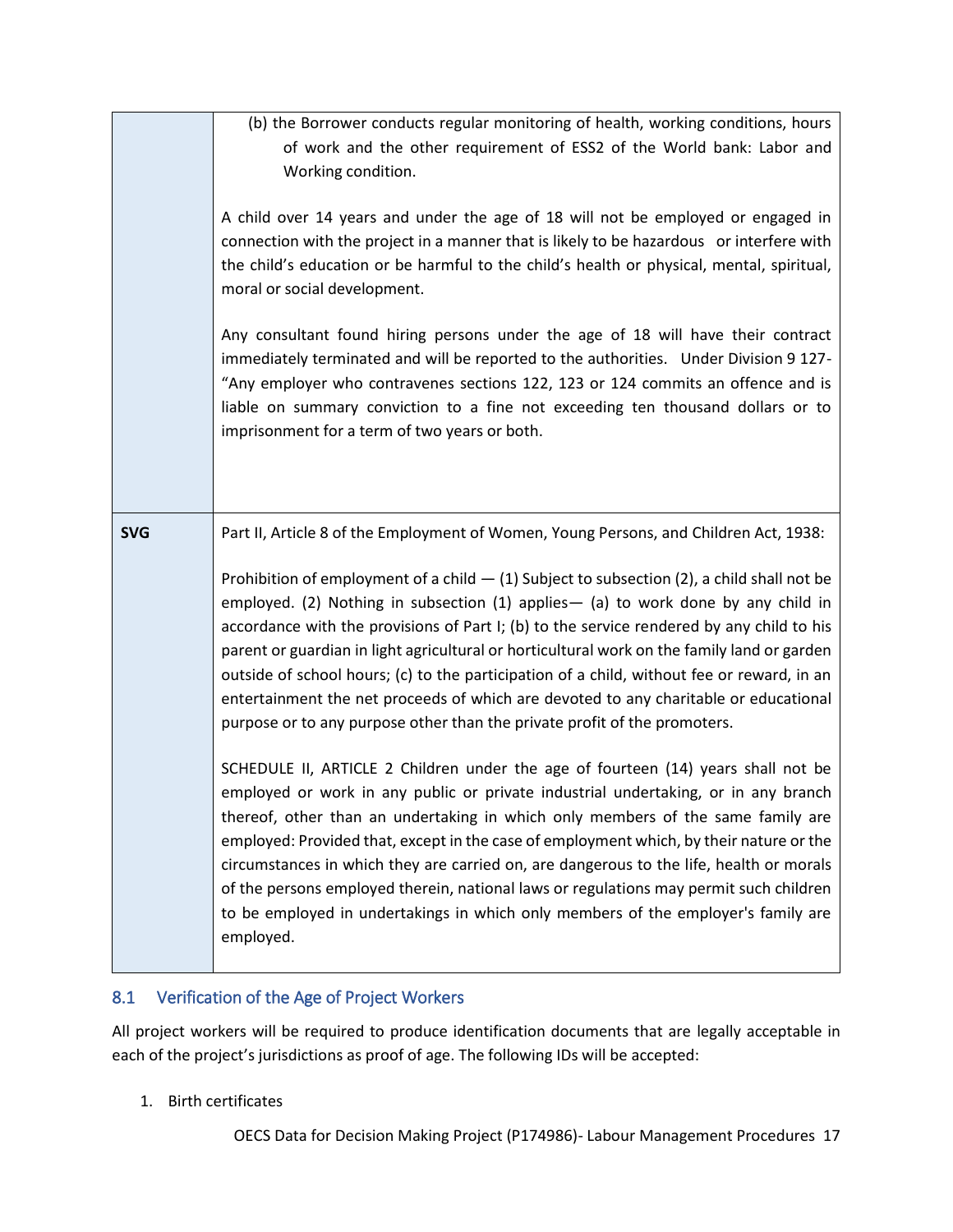| | |
|---|---|
| | (b) the Borrower conducts regular monitoring of health, working conditions, hours of work and the other requirement of ESS2 of the World bank: Labor and Working condition.<br><br>A child over 14 years and under the age of 18 will not be employed or engaged in connection with the project in a manner that is likely to be hazardous or interfere with the child's education or be harmful to the child's health or physical, mental, spiritual, moral or social development.<br><br>Any consultant found hiring persons under the age of 18 will have their contract immediately terminated and will be reported to the authorities. Under Division 9 127- "Any employer who contravenes sections 122, 123 or 124 commits an offence and is liable on summary conviction to a fine not exceeding ten thousand dollars or to imprisonment for a term of two years or both. |
| **SVG** | Part II, Article 8 of the Employment of Women, Young Persons, and Children Act, 1938:<br><br>Prohibition of employment of a child — (1) Subject to subsection (2), a child shall not be employed. (2) Nothing in subsection (1) applies— (a) to work done by any child in accordance with the provisions of Part I; (b) to the service rendered by any child to his parent or guardian in light agricultural or horticultural work on the family land or garden outside of school hours; (c) to the participation of a child, without fee or reward, in an entertainment the net proceeds of which are devoted to any charitable or educational purpose or to any purpose other than the private profit of the promoters.<br><br>SCHEDULE II, ARTICLE 2 Children under the age of fourteen (14) years shall not be employed or work in any public or private industrial undertaking, or in any branch thereof, other than an undertaking in which only members of the same family are employed: Provided that, except in the case of employment which, by their nature or the circumstances in which they are carried on, are dangerous to the life, health or morals of the persons employed therein, national laws or regulations may permit such children to be employed in undertakings in which only members of the employer's family are employed. |

## 8.1 Verification of the Age of Project Workers

All project workers will be required to produce identification documents that are legally acceptable in each of the project's jurisdictions as proof of age. The following IDs will be accepted:

1. Birth certificates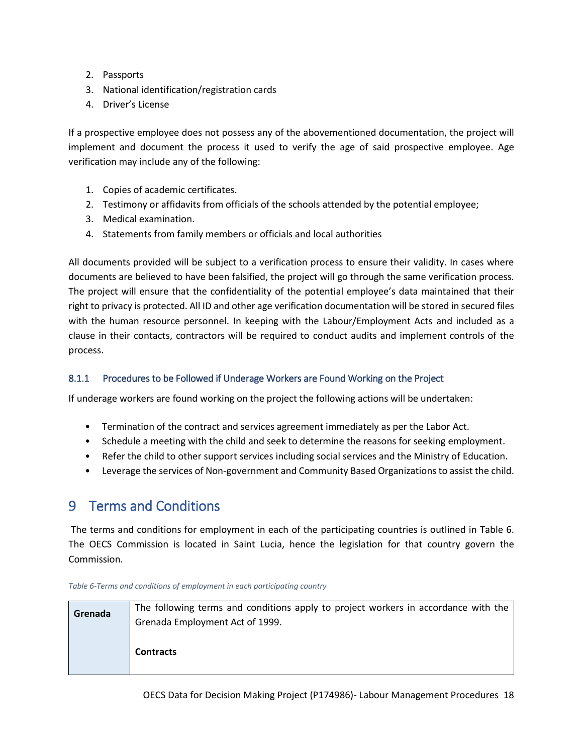2. Passports
3. National identification/registration cards
4. Driver's License

If a prospective employee does not possess any of the abovementioned documentation, the project will implement and document the process it used to verify the age of said prospective employee. Age verification may include any of the following:

1. Copies of academic certificates.
2. Testimony or affidavits from officials of the schools attended by the potential employee;
3. Medical examination.
4. Statements from family members or officials and local authorities

All documents provided will be subject to a verification process to ensure their validity. In cases where documents are believed to have been falsified, the project will go through the same verification process. The project will ensure that the confidentiality of the potential employee's data maintained that their right to privacy is protected. All ID and other age verification documentation will be stored in secured files with the human resource personnel. In keeping with the Labour/Employment Acts and included as a clause in their contacts, contractors will be required to conduct audits and implement controls of the process.

### 8.1.1 Procedures to be Followed if Underage Workers are Found Working on the Project

If underage workers are found working on the project the following actions will be undertaken:

- Termination of the contract and services agreement immediately as per the Labor Act.
- Schedule a meeting with the child and seek to determine the reasons for seeking employment.
- Refer the child to other support services including social services and the Ministry of Education.
- Leverage the services of Non-government and Community Based Organizations to assist the child.

# 9 Terms and Conditions

The terms and conditions for employment in each of the participating countries is outlined in Table 6. The OECS Commission is located in Saint Lucia, hence the legislation for that country govern the Commission.

*Table 6-Terms and conditions of employment in each participating country*

| | |
|---|---|
| **Grenada** | The following terms and conditions apply to project workers in accordance with the Grenada Employment Act of 1999.<br><br>**Contracts** |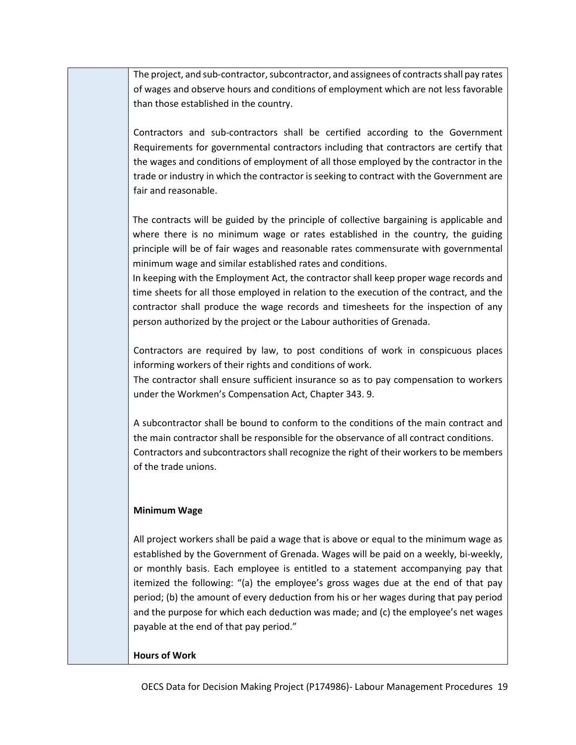| | The project, and sub-contractor, subcontractor, and assignees of contracts shall pay rates of wages and observe hours and conditions of employment which are not less favorable than those established in the country.<br><br>Contractors and sub-contractors shall be certified according to the Government Requirements for governmental contractors including that contractors are certify that the wages and conditions of employment of all those employed by the contractor in the trade or industry in which the contractor is seeking to contract with the Government are fair and reasonable.<br><br>The contracts will be guided by the principle of collective bargaining is applicable and where there is no minimum wage or rates established in the country, the guiding principle will be of fair wages and reasonable rates commensurate with governmental minimum wage and similar established rates and conditions.<br>In keeping with the Employment Act, the contractor shall keep proper wage records and time sheets for all those employed in relation to the execution of the contract, and the contractor shall produce the wage records and timesheets for the inspection of any person authorized by the project or the Labour authorities of Grenada.<br><br>Contractors are required by law, to post conditions of work in conspicuous places informing workers of their rights and conditions of work.<br>The contractor shall ensure sufficient insurance so as to pay compensation to workers under the Workmen's Compensation Act, Chapter 343. 9.<br><br>A subcontractor shall be bound to conform to the conditions of the main contract and the main contractor shall be responsible for the observance of all contract conditions.<br>Contractors and subcontractors shall recognize the right of their workers to be members of the trade unions.<br><br>**Minimum Wage**<br><br>All project workers shall be paid a wage that is above or equal to the minimum wage as established by the Government of Grenada. Wages will be paid on a weekly, bi-weekly, or monthly basis. Each employee is entitled to a statement accompanying pay that itemized the following: "(a) the employee's gross wages due at the end of that pay period; (b) the amount of every deduction from his or her wages during that pay period and the purpose for which each deduction was made; and (c) the employee's net wages payable at the end of that pay period."<br><br>**Hours of Work** |
|---|---|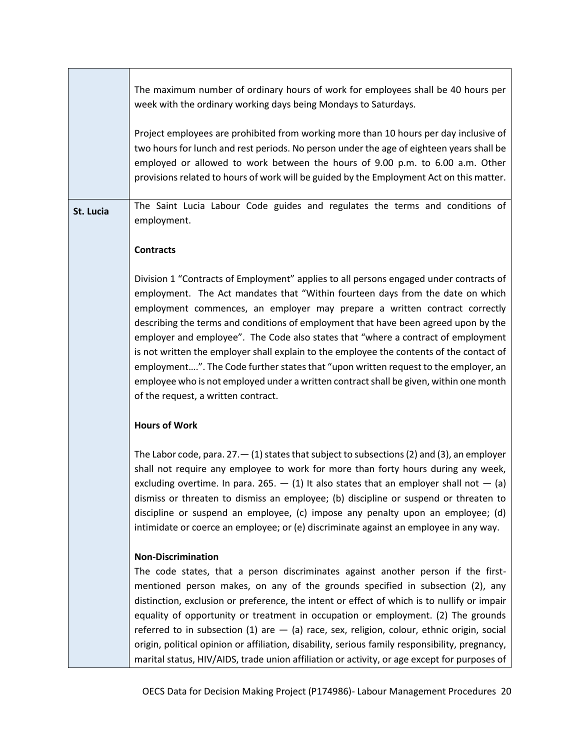| | |
|---|---|
| | The maximum number of ordinary hours of work for employees shall be 40 hours per week with the ordinary working days being Mondays to Saturdays.<br><br>Project employees are prohibited from working more than 10 hours per day inclusive of two hours for lunch and rest periods. No person under the age of eighteen years shall be employed or allowed to work between the hours of 9.00 p.m. to 6.00 a.m. Other provisions related to hours of work will be guided by the Employment Act on this matter. |
| **St. Lucia** | The Saint Lucia Labour Code guides and regulates the terms and conditions of employment.<br><br>**Contracts**<br><br>Division 1 "Contracts of Employment" applies to all persons engaged under contracts of employment. The Act mandates that "Within fourteen days from the date on which employment commences, an employer may prepare a written contract correctly describing the terms and conditions of employment that have been agreed upon by the employer and employee". The Code also states that "where a contract of employment is not written the employer shall explain to the employee the contents of the contact of employment….". The Code further states that "upon written request to the employer, an employee who is not employed under a written contract shall be given, within one month of the request, a written contract.<br><br>**Hours of Work**<br><br>The Labor code, para. 27.— (1) states that subject to subsections (2) and (3), an employer shall not require any employee to work for more than forty hours during any week, excluding overtime. In para. 265. — (1) It also states that an employer shall not — (a) dismiss or threaten to dismiss an employee; (b) discipline or suspend or threaten to discipline or suspend an employee, (c) impose any penalty upon an employee; (d) intimidate or coerce an employee; or (e) discriminate against an employee in any way.<br><br>**Non-Discrimination**<br>The code states, that a person discriminates against another person if the first-mentioned person makes, on any of the grounds specified in subsection (2), any distinction, exclusion or preference, the intent or effect of which is to nullify or impair equality of opportunity or treatment in occupation or employment. (2) The grounds referred to in subsection (1) are — (a) race, sex, religion, colour, ethnic origin, social origin, political opinion or affiliation, disability, serious family responsibility, pregnancy, marital status, HIV/AIDS, trade union affiliation or activity, or age except for purposes of |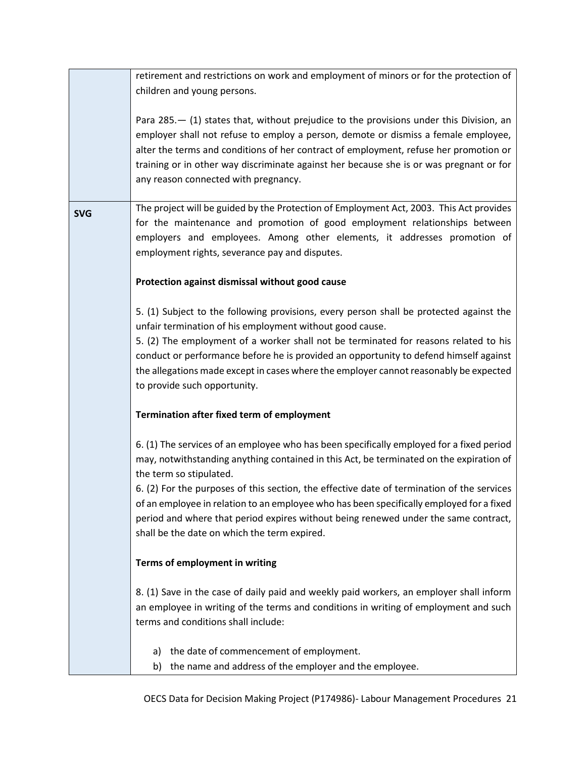| | |
|---|---|
| | retirement and restrictions on work and employment of minors or for the protection of children and young persons.<br><br>Para 285.— (1) states that, without prejudice to the provisions under this Division, an employer shall not refuse to employ a person, demote or dismiss a female employee, alter the terms and conditions of her contract of employment, refuse her promotion or training or in other way discriminate against her because she is or was pregnant or for any reason connected with pregnancy. |
| **SVG** | The project will be guided by the Protection of Employment Act, 2003. This Act provides for the maintenance and promotion of good employment relationships between employers and employees. Among other elements, it addresses promotion of employment rights, severance pay and disputes.<br><br>**Protection against dismissal without good cause**<br><br>5. (1) Subject to the following provisions, every person shall be protected against the unfair termination of his employment without good cause.<br>5. (2) The employment of a worker shall not be terminated for reasons related to his conduct or performance before he is provided an opportunity to defend himself against the allegations made except in cases where the employer cannot reasonably be expected to provide such opportunity.<br><br>**Termination after fixed term of employment**<br><br>6. (1) The services of an employee who has been specifically employed for a fixed period may, notwithstanding anything contained in this Act, be terminated on the expiration of the term so stipulated.<br>6. (2) For the purposes of this section, the effective date of termination of the services of an employee in relation to an employee who has been specifically employed for a fixed period and where that period expires without being renewed under the same contract, shall be the date on which the term expired.<br><br>**Terms of employment in writing**<br><br>8. (1) Save in the case of daily paid and weekly paid workers, an employer shall inform an employee in writing of the terms and conditions in writing of employment and such terms and conditions shall include:<br><br>a) the date of commencement of employment.<br>b) the name and address of the employer and the employee. |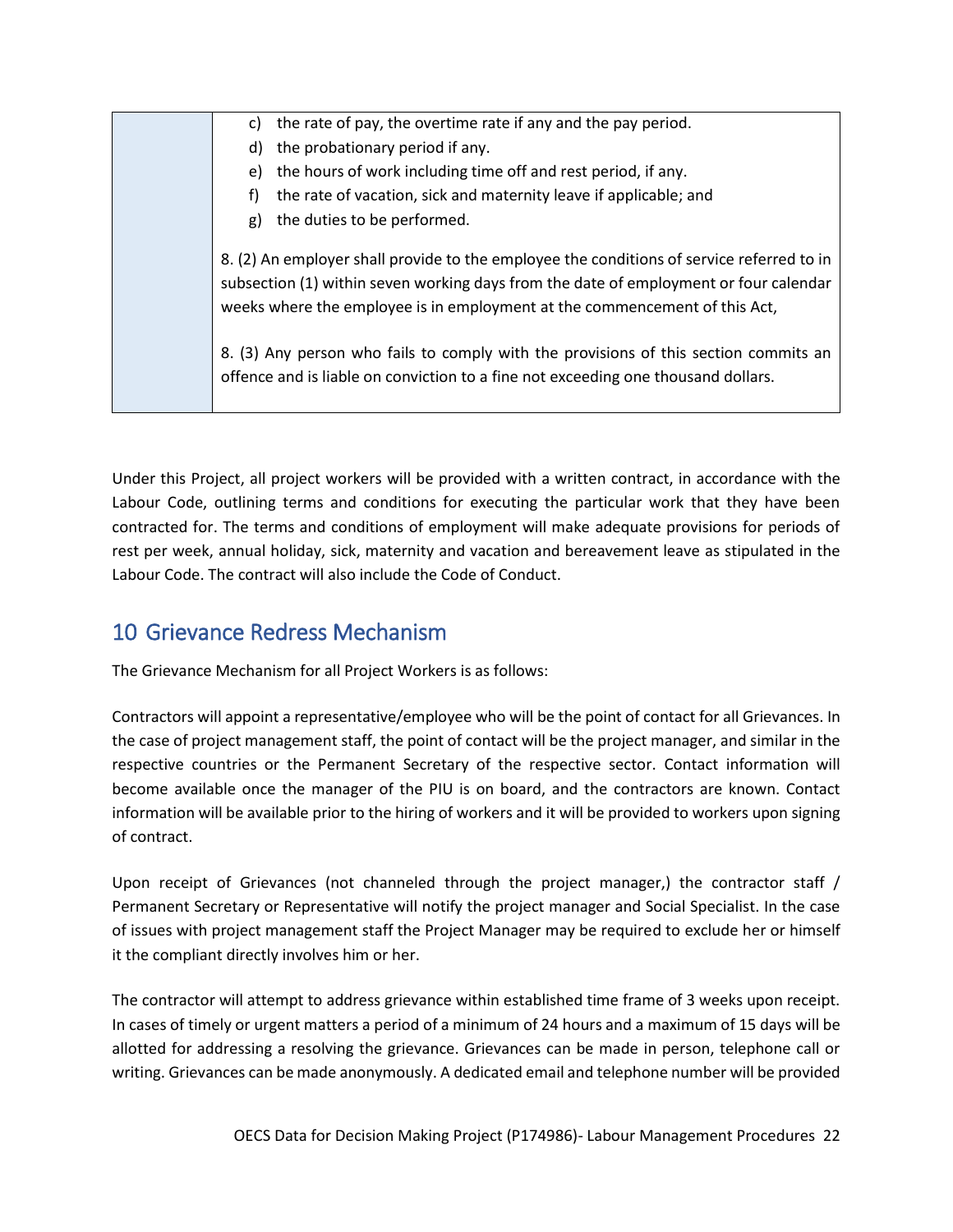| | c) the rate of pay, the overtime rate if any and the pay period.<br>d) the probationary period if any.<br>e) the hours of work including time off and rest period, if any.<br>f) the rate of vacation, sick and maternity leave if applicable; and<br>g) the duties to be performed.<br><br>8. (2) An employer shall provide to the employee the conditions of service referred to in subsection (1) within seven working days from the date of employment or four calendar weeks where the employee is in employment at the commencement of this Act,<br><br>8. (3) Any person who fails to comply with the provisions of this section commits an offence and is liable on conviction to a fine not exceeding one thousand dollars. |
|---|---|

Under this Project, all project workers will be provided with a written contract, in accordance with the Labour Code, outlining terms and conditions for executing the particular work that they have been contracted for. The terms and conditions of employment will make adequate provisions for periods of rest per week, annual holiday, sick, maternity and vacation and bereavement leave as stipulated in the Labour Code. The contract will also include the Code of Conduct.

# 10 Grievance Redress Mechanism

The Grievance Mechanism for all Project Workers is as follows:

Contractors will appoint a representative/employee who will be the point of contact for all Grievances. In the case of project management staff, the point of contact will be the project manager, and similar in the respective countries or the Permanent Secretary of the respective sector. Contact information will become available once the manager of the PIU is on board, and the contractors are known. Contact information will be available prior to the hiring of workers and it will be provided to workers upon signing of contract.

Upon receipt of Grievances (not channeled through the project manager,) the contractor staff / Permanent Secretary or Representative will notify the project manager and Social Specialist. In the case of issues with project management staff the Project Manager may be required to exclude her or himself it the compliant directly involves him or her.

The contractor will attempt to address grievance within established time frame of 3 weeks upon receipt. In cases of timely or urgent matters a period of a minimum of 24 hours and a maximum of 15 days will be allotted for addressing a resolving the grievance. Grievances can be made in person, telephone call or writing. Grievances can be made anonymously. A dedicated email and telephone number will be provided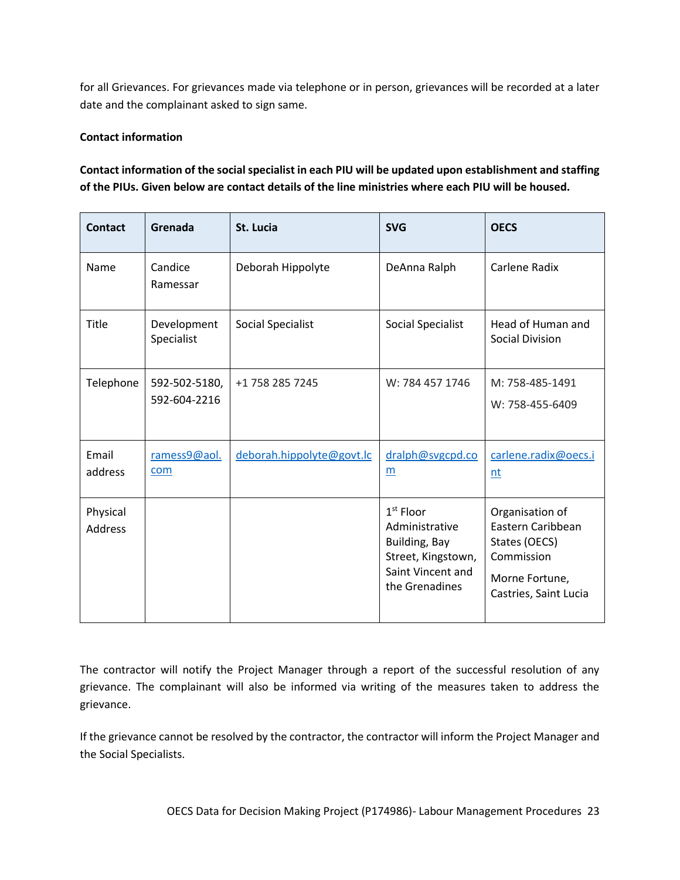for all Grievances. For grievances made via telephone or in person, grievances will be recorded at a later date and the complainant asked to sign same.

**Contact information**

**Contact information of the social specialist in each PIU will be updated upon establishment and staffing of the PIUs. Given below are contact details of the line ministries where each PIU will be housed.**

| Contact | Grenada | St. Lucia | SVG | OECS |
|---|---|---|---|---|
| Name | Candice Ramessar | Deborah Hippolyte | DeAnna Ralph | Carlene Radix |
| Title | Development Specialist | Social Specialist | Social Specialist | Head of Human and Social Division |
| Telephone | 592-502-5180, 592-604-2216 | +1 758 285 7245 | W: 784 457 1746 | M: 758-485-1491<br>W: 758-455-6409 |
| Email address | ramess9@aol.com | deborah.hippolyte@govt.lc | dralph@svgcpd.com | carlene.radix@oecs.int |
| Physical Address | | | 1st Floor Administrative Building, Bay Street, Kingstown, Saint Vincent and the Grenadines | Organisation of Eastern Caribbean States (OECS) Commission<br>Morne Fortune, Castries, Saint Lucia |

The contractor will notify the Project Manager through a report of the successful resolution of any grievance. The complainant will also be informed via writing of the measures taken to address the grievance.

If the grievance cannot be resolved by the contractor, the contractor will inform the Project Manager and the Social Specialists.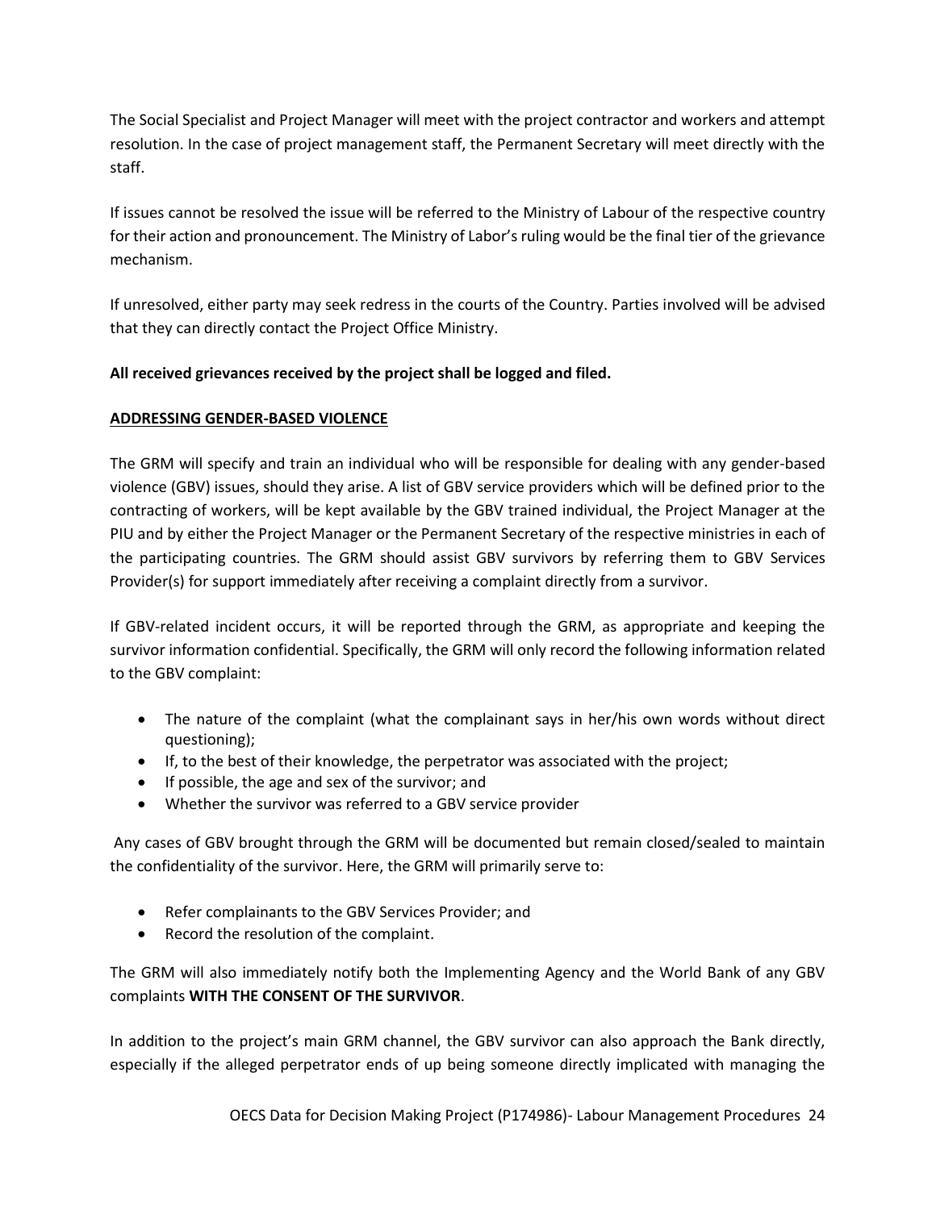The Social Specialist and Project Manager will meet with the project contractor and workers and attempt resolution. In the case of project management staff, the Permanent Secretary will meet directly with the staff.

If issues cannot be resolved the issue will be referred to the Ministry of Labour of the respective country for their action and pronouncement. The Ministry of Labor's ruling would be the final tier of the grievance mechanism.

If unresolved, either party may seek redress in the courts of the Country. Parties involved will be advised that they can directly contact the Project Office Ministry.

**All received grievances received by the project shall be logged and filed.**

**ADDRESSING GENDER-BASED VIOLENCE**

The GRM will specify and train an individual who will be responsible for dealing with any gender-based violence (GBV) issues, should they arise. A list of GBV service providers which will be defined prior to the contracting of workers, will be kept available by the GBV trained individual, the Project Manager at the PIU and by either the Project Manager or the Permanent Secretary of the respective ministries in each of the participating countries. The GRM should assist GBV survivors by referring them to GBV Services Provider(s) for support immediately after receiving a complaint directly from a survivor.

If GBV-related incident occurs, it will be reported through the GRM, as appropriate and keeping the survivor information confidential. Specifically, the GRM will only record the following information related to the GBV complaint:

- The nature of the complaint (what the complainant says in her/his own words without direct questioning);
- If, to the best of their knowledge, the perpetrator was associated with the project;
- If possible, the age and sex of the survivor; and
- Whether the survivor was referred to a GBV service provider

Any cases of GBV brought through the GRM will be documented but remain closed/sealed to maintain the confidentiality of the survivor. Here, the GRM will primarily serve to:

- Refer complainants to the GBV Services Provider; and
- Record the resolution of the complaint.

The GRM will also immediately notify both the Implementing Agency and the World Bank of any GBV complaints **WITH THE CONSENT OF THE SURVIVOR**.

In addition to the project's main GRM channel, the GBV survivor can also approach the Bank directly, especially if the alleged perpetrator ends of up being someone directly implicated with managing the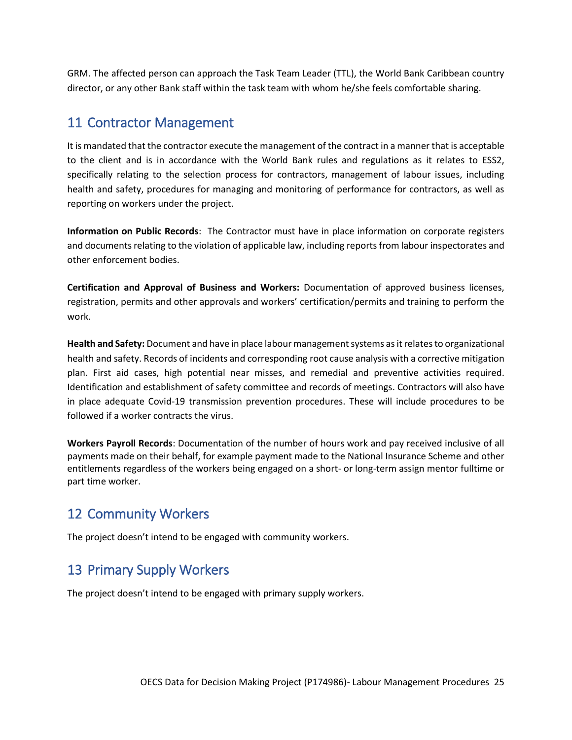GRM. The affected person can approach the Task Team Leader (TTL), the World Bank Caribbean country director, or any other Bank staff within the task team with whom he/she feels comfortable sharing.

## 11 Contractor Management

It is mandated that the contractor execute the management of the contract in a manner that is acceptable to the client and is in accordance with the World Bank rules and regulations as it relates to ESS2, specifically relating to the selection process for contractors, management of labour issues, including health and safety, procedures for managing and monitoring of performance for contractors, as well as reporting on workers under the project.

**Information on Public Records**: The Contractor must have in place information on corporate registers and documents relating to the violation of applicable law, including reports from labour inspectorates and other enforcement bodies.

**Certification and Approval of Business and Workers:** Documentation of approved business licenses, registration, permits and other approvals and workers' certification/permits and training to perform the work.

**Health and Safety:** Document and have in place labour management systems as it relates to organizational health and safety. Records of incidents and corresponding root cause analysis with a corrective mitigation plan. First aid cases, high potential near misses, and remedial and preventive activities required. Identification and establishment of safety committee and records of meetings. Contractors will also have in place adequate Covid-19 transmission prevention procedures. These will include procedures to be followed if a worker contracts the virus.

**Workers Payroll Records**: Documentation of the number of hours work and pay received inclusive of all payments made on their behalf, for example payment made to the National Insurance Scheme and other entitlements regardless of the workers being engaged on a short- or long-term assign mentor fulltime or part time worker.

## 12 Community Workers

The project doesn't intend to be engaged with community workers.

## 13 Primary Supply Workers

The project doesn't intend to be engaged with primary supply workers.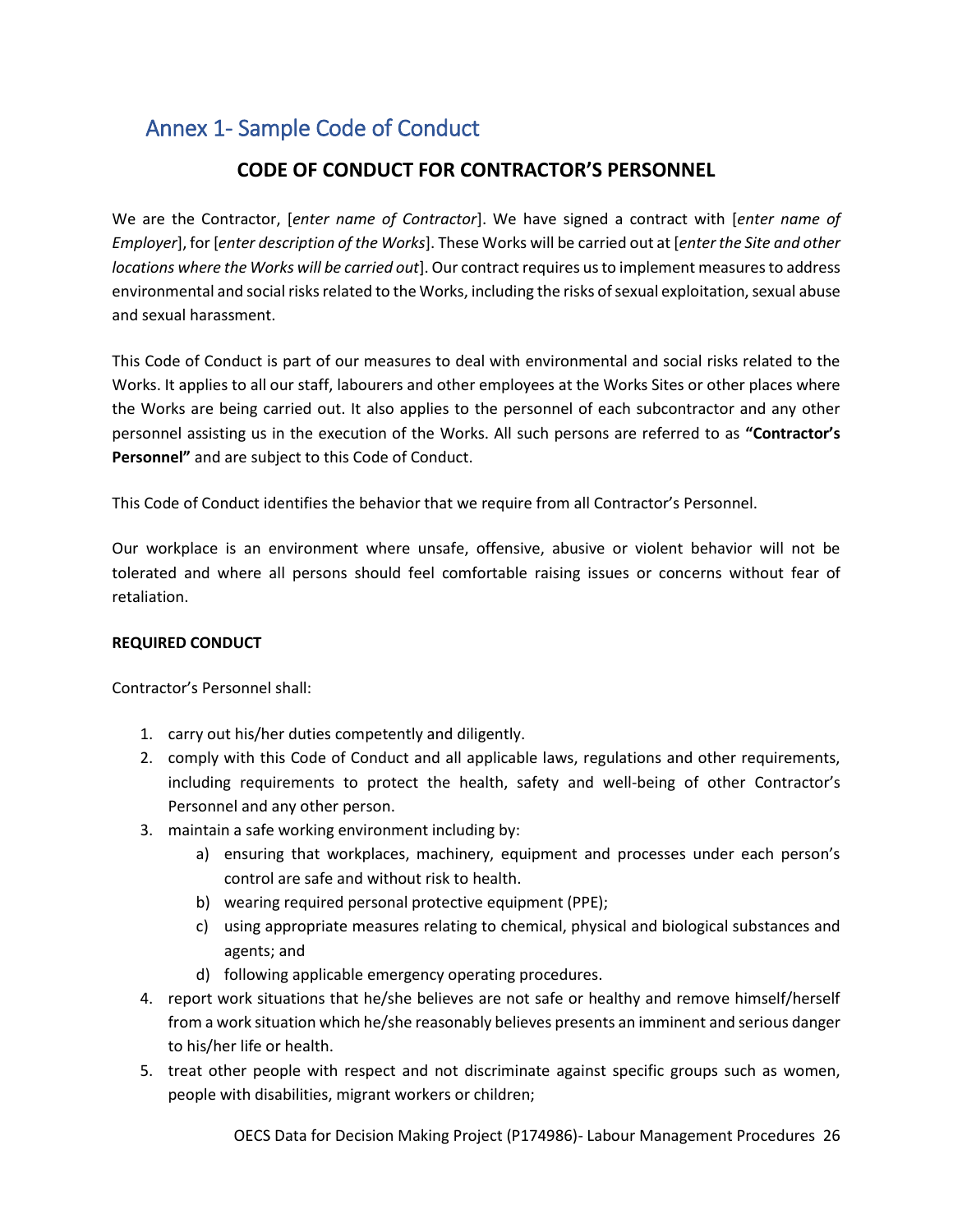## Annex 1- Sample Code of Conduct

### CODE OF CONDUCT FOR CONTRACTOR'S PERSONNEL

We are the Contractor, [*enter name of Contractor*]. We have signed a contract with [*enter name of Employer*], for [*enter description of the Works*]. These Works will be carried out at [*enter the Site and other locations where the Works will be carried out*]. Our contract requires us to implement measures to address environmental and social risks related to the Works, including the risks of sexual exploitation, sexual abuse and sexual harassment.

This Code of Conduct is part of our measures to deal with environmental and social risks related to the Works. It applies to all our staff, labourers and other employees at the Works Sites or other places where the Works are being carried out. It also applies to the personnel of each subcontractor and any other personnel assisting us in the execution of the Works. All such persons are referred to as **"Contractor's Personnel"** and are subject to this Code of Conduct.

This Code of Conduct identifies the behavior that we require from all Contractor's Personnel.

Our workplace is an environment where unsafe, offensive, abusive or violent behavior will not be tolerated and where all persons should feel comfortable raising issues or concerns without fear of retaliation.

**REQUIRED CONDUCT**

Contractor's Personnel shall:

1. carry out his/her duties competently and diligently.
2. comply with this Code of Conduct and all applicable laws, regulations and other requirements, including requirements to protect the health, safety and well-being of other Contractor's Personnel and any other person.
3. maintain a safe working environment including by:
   a) ensuring that workplaces, machinery, equipment and processes under each person's control are safe and without risk to health.
   b) wearing required personal protective equipment (PPE);
   c) using appropriate measures relating to chemical, physical and biological substances and agents; and
   d) following applicable emergency operating procedures.
4. report work situations that he/she believes are not safe or healthy and remove himself/herself from a work situation which he/she reasonably believes presents an imminent and serious danger to his/her life or health.
5. treat other people with respect and not discriminate against specific groups such as women, people with disabilities, migrant workers or children;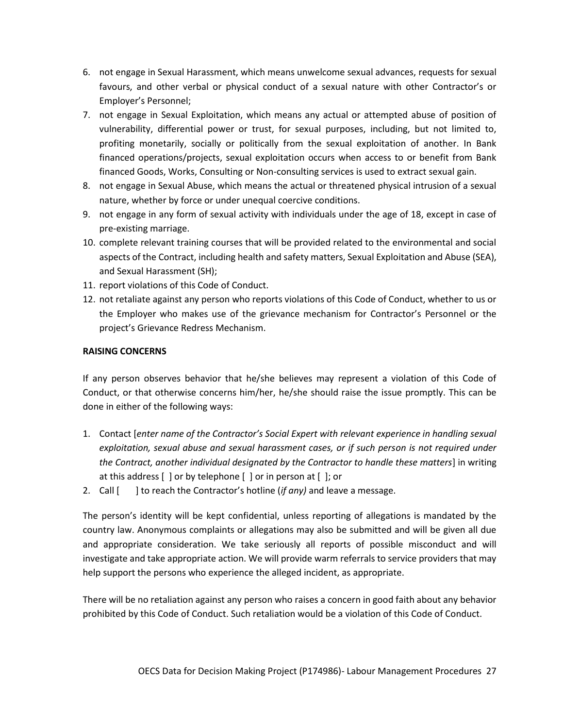6. not engage in Sexual Harassment, which means unwelcome sexual advances, requests for sexual favours, and other verbal or physical conduct of a sexual nature with other Contractor's or Employer's Personnel;
7. not engage in Sexual Exploitation, which means any actual or attempted abuse of position of vulnerability, differential power or trust, for sexual purposes, including, but not limited to, profiting monetarily, socially or politically from the sexual exploitation of another. In Bank financed operations/projects, sexual exploitation occurs when access to or benefit from Bank financed Goods, Works, Consulting or Non-consulting services is used to extract sexual gain.
8. not engage in Sexual Abuse, which means the actual or threatened physical intrusion of a sexual nature, whether by force or under unequal coercive conditions.
9. not engage in any form of sexual activity with individuals under the age of 18, except in case of pre-existing marriage.
10. complete relevant training courses that will be provided related to the environmental and social aspects of the Contract, including health and safety matters, Sexual Exploitation and Abuse (SEA), and Sexual Harassment (SH);
11. report violations of this Code of Conduct.
12. not retaliate against any person who reports violations of this Code of Conduct, whether to us or the Employer who makes use of the grievance mechanism for Contractor's Personnel or the project's Grievance Redress Mechanism.

**RAISING CONCERNS**

If any person observes behavior that he/she believes may represent a violation of this Code of Conduct, or that otherwise concerns him/her, he/she should raise the issue promptly. This can be done in either of the following ways:

1. Contact [*enter name of the Contractor's Social Expert with relevant experience in handling sexual exploitation, sexual abuse and sexual harassment cases, or if such person is not required under the Contract, another individual designated by the Contractor to handle these matters*] in writing at this address [ ] or by telephone [ ] or in person at [ ]; or
2. Call [ ] to reach the Contractor's hotline (*if any)* and leave a message.

The person's identity will be kept confidential, unless reporting of allegations is mandated by the country law. Anonymous complaints or allegations may also be submitted and will be given all due and appropriate consideration. We take seriously all reports of possible misconduct and will investigate and take appropriate action. We will provide warm referrals to service providers that may help support the persons who experience the alleged incident, as appropriate.

There will be no retaliation against any person who raises a concern in good faith about any behavior prohibited by this Code of Conduct. Such retaliation would be a violation of this Code of Conduct.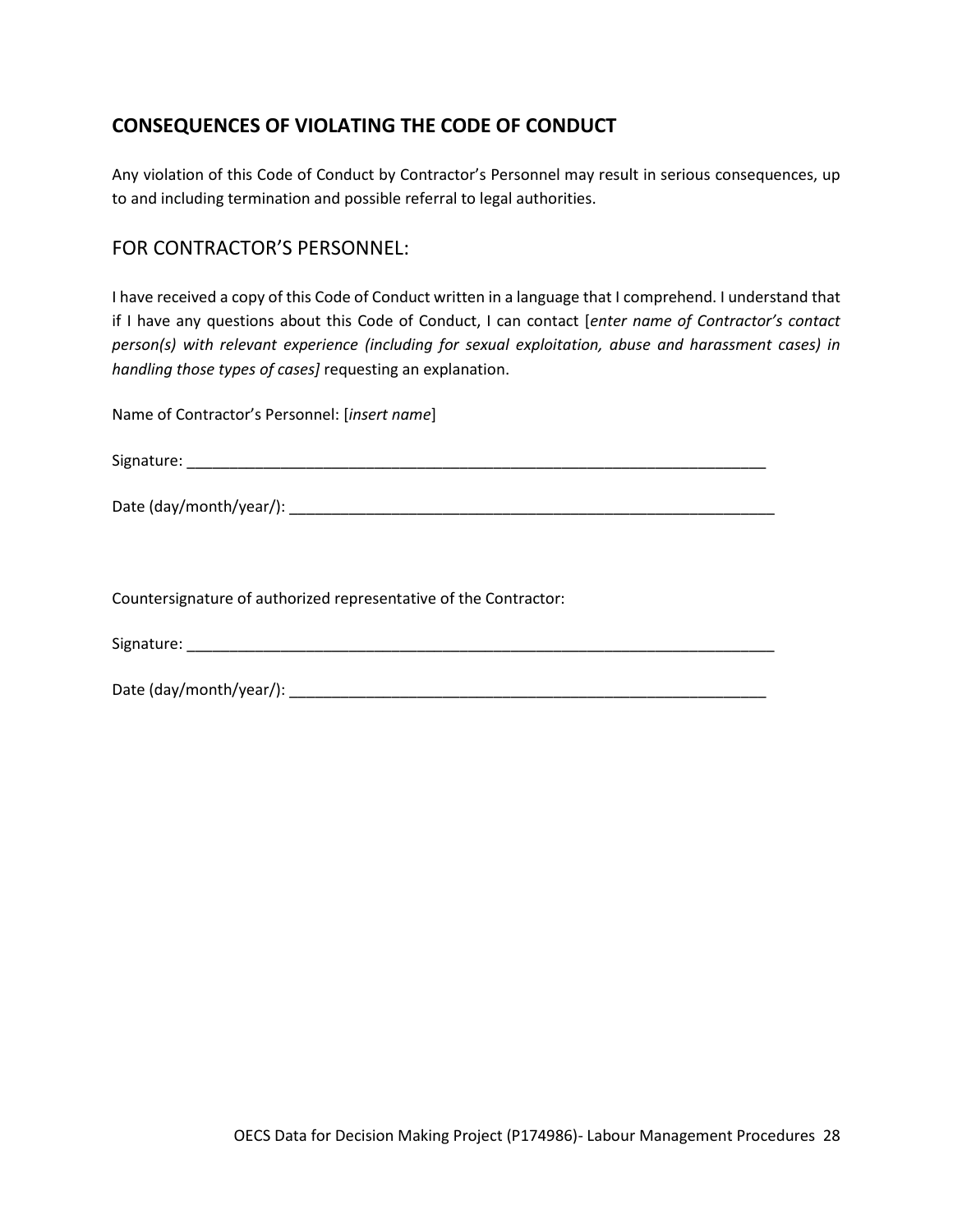## CONSEQUENCES OF VIOLATING THE CODE OF CONDUCT

Any violation of this Code of Conduct by Contractor's Personnel may result in serious consequences, up to and including termination and possible referral to legal authorities.

## FOR CONTRACTOR'S PERSONNEL:

I have received a copy of this Code of Conduct written in a language that I comprehend. I understand that if I have any questions about this Code of Conduct, I can contact [*enter name of Contractor's contact person(s) with relevant experience (including for sexual exploitation, abuse and harassment cases) in handling those types of cases]* requesting an explanation.

Name of Contractor's Personnel: [*insert name*]

Signature: _______________________________________________________________________

Date (day/month/year/): __________________________________________________________

Countersignature of authorized representative of the Contractor:

Signature: ________________________________________________________________________

Date (day/month/year/): _________________________________________________________